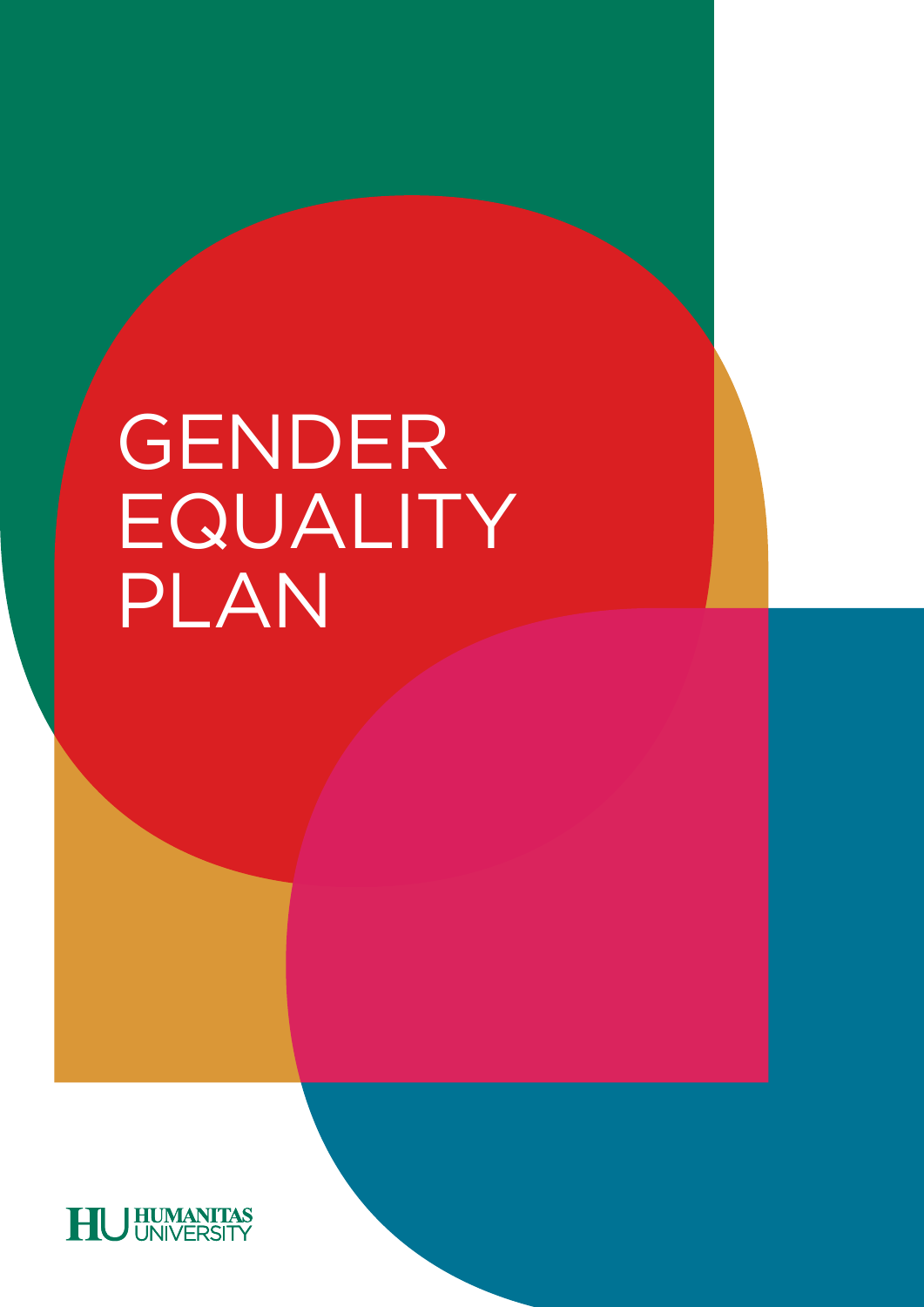# GENDER EQUALITY PLAN

HU HUMANITAS UNIVERSITY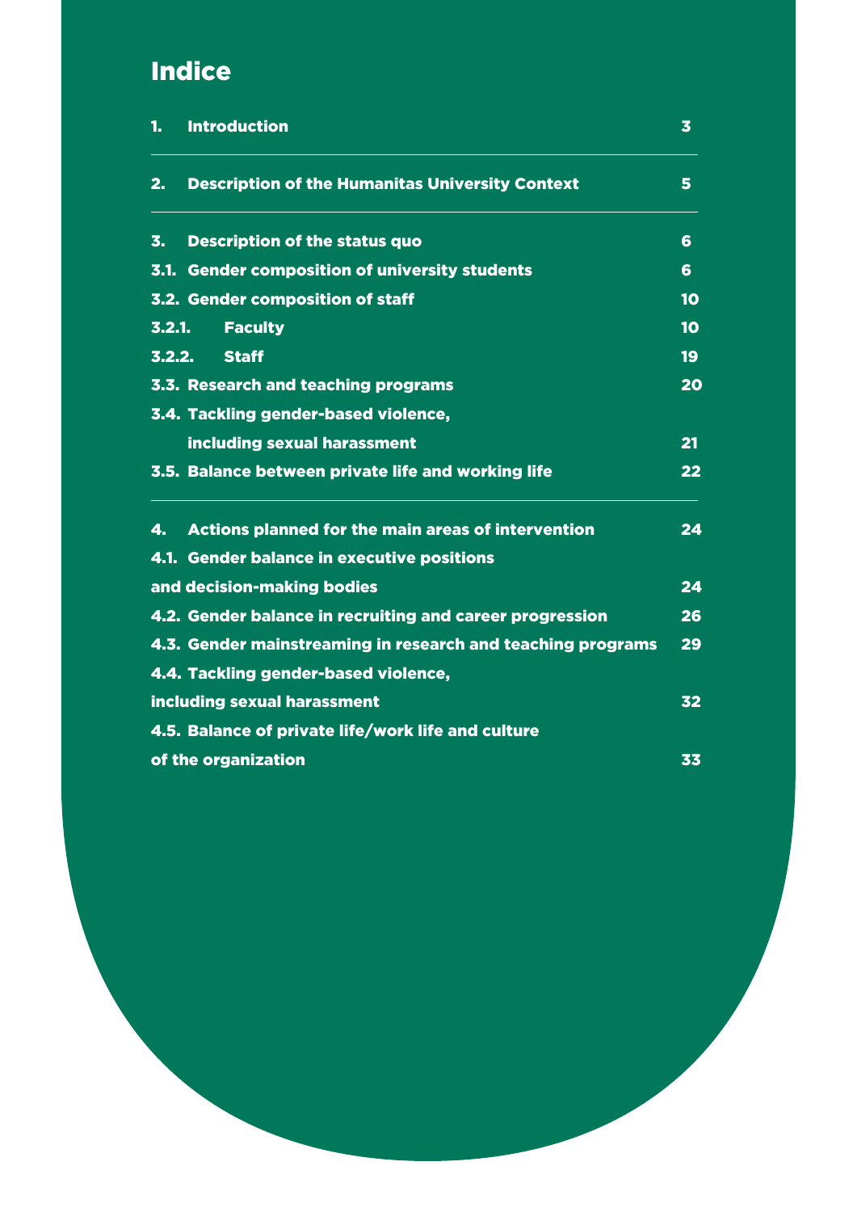# Indice

| | | |
|---|---|---|
| 1. | Introduction | 3 |
| 2. | Description of the Humanitas University Context | 5 |
| 3. | Description of the status quo | 6 |
| 3.1. | Gender composition of university students | 6 |
| 3.2. | Gender composition of staff | 10 |
| 3.2.1. | Faculty | 10 |
| 3.2.2. | Staff | 19 |
| 3.3. | Research and teaching programs | 20 |
| 3.4. | Tackling gender-based violence, including sexual harassment | 21 |
| 3.5. | Balance between private life and working life | 22 |
| 4. | Actions planned for the main areas of intervention | 24 |
| 4.1. | Gender balance in executive positions and decision-making bodies | 24 |
| 4.2. | Gender balance in recruiting and career progression | 26 |
| 4.3. | Gender mainstreaming in research and teaching programs | 29 |
| 4.4. | Tackling gender-based violence, including sexual harassment | 32 |
| 4.5. | Balance of private life/work life and culture of the organization | 33 |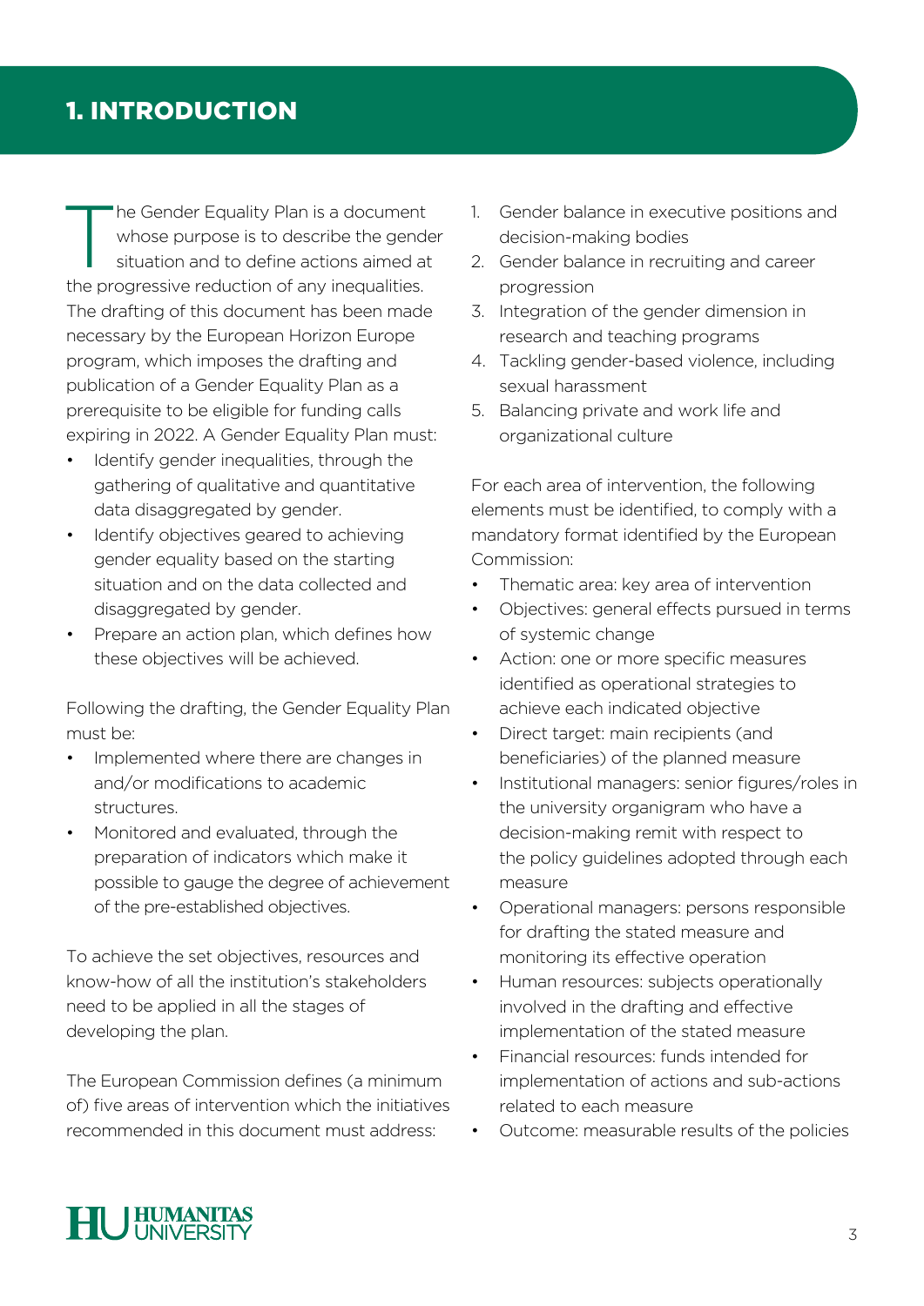# 1. INTRODUCTION

The Gender Equality Plan is a document whose purpose is to describe the gender situation and to define actions aimed at the progressive reduction of any inequalities. The drafting of this document has been made necessary by the European Horizon Europe program, which imposes the drafting and publication of a Gender Equality Plan as a prerequisite to be eligible for funding calls expiring in 2022. A Gender Equality Plan must:

- Identify gender inequalities, through the gathering of qualitative and quantitative data disaggregated by gender.
- Identify objectives geared to achieving gender equality based on the starting situation and on the data collected and disaggregated by gender.
- Prepare an action plan, which defines how these objectives will be achieved.

Following the drafting, the Gender Equality Plan must be:

- Implemented where there are changes in and/or modifications to academic structures.
- Monitored and evaluated, through the preparation of indicators which make it possible to gauge the degree of achievement of the pre-established objectives.

To achieve the set objectives, resources and know-how of all the institution's stakeholders need to be applied in all the stages of developing the plan.

The European Commission defines (a minimum of) five areas of intervention which the initiatives recommended in this document must address:

1. Gender balance in executive positions and decision-making bodies
2. Gender balance in recruiting and career progression
3. Integration of the gender dimension in research and teaching programs
4. Tackling gender-based violence, including sexual harassment
5. Balancing private and work life and organizational culture

For each area of intervention, the following elements must be identified, to comply with a mandatory format identified by the European Commission:

- Thematic area: key area of intervention
- Objectives: general effects pursued in terms of systemic change
- Action: one or more specific measures identified as operational strategies to achieve each indicated objective
- Direct target: main recipients (and beneficiaries) of the planned measure
- Institutional managers: senior figures/roles in the university organigram who have a decision-making remit with respect to the policy guidelines adopted through each measure
- Operational managers: persons responsible for drafting the stated measure and monitoring its effective operation
- Human resources: subjects operationally involved in the drafting and effective implementation of the stated measure
- Financial resources: funds intended for implementation of actions and sub-actions related to each measure
- Outcome: measurable results of the policies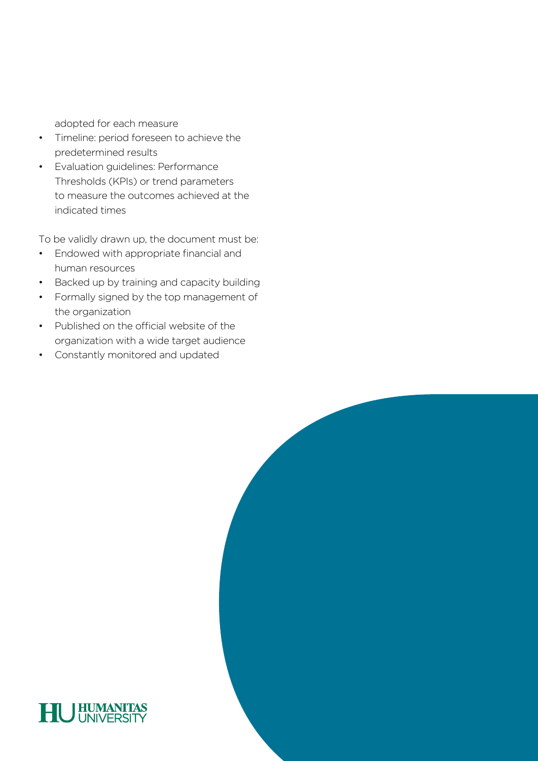adopted for each measure

- Timeline: period foreseen to achieve the predetermined results
- Evaluation guidelines: Performance Thresholds (KPIs) or trend parameters to measure the outcomes achieved at the indicated times

To be validly drawn up, the document must be:

- Endowed with appropriate financial and human resources
- Backed up by training and capacity building
- Formally signed by the top management of the organization
- Published on the official website of the organization with a wide target audience
- Constantly monitored and updated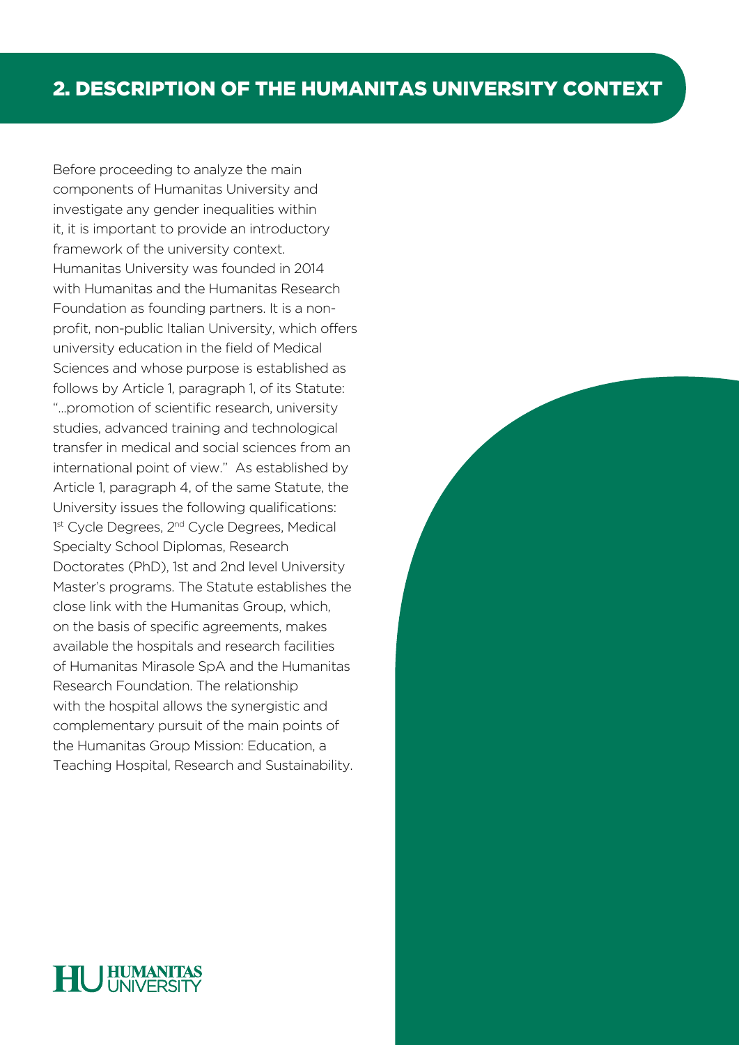## 2. DESCRIPTION OF THE HUMANITAS UNIVERSITY CONTEXT

Before proceeding to analyze the main components of Humanitas University and investigate any gender inequalities within it, it is important to provide an introductory framework of the university context. Humanitas University was founded in 2014 with Humanitas and the Humanitas Research Foundation as founding partners. It is a non-profit, non-public Italian University, which offers university education in the field of Medical Sciences and whose purpose is established as follows by Article 1, paragraph 1, of its Statute: "…promotion of scientific research, university studies, advanced training and technological transfer in medical and social sciences from an international point of view." As established by Article 1, paragraph 4, of the same Statute, the University issues the following qualifications: 1st Cycle Degrees, 2nd Cycle Degrees, Medical Specialty School Diplomas, Research Doctorates (PhD), 1st and 2nd level University Master's programs. The Statute establishes the close link with the Humanitas Group, which, on the basis of specific agreements, makes available the hospitals and research facilities of Humanitas Mirasole SpA and the Humanitas Research Foundation. The relationship with the hospital allows the synergistic and complementary pursuit of the main points of the Humanitas Group Mission: Education, a Teaching Hospital, Research and Sustainability.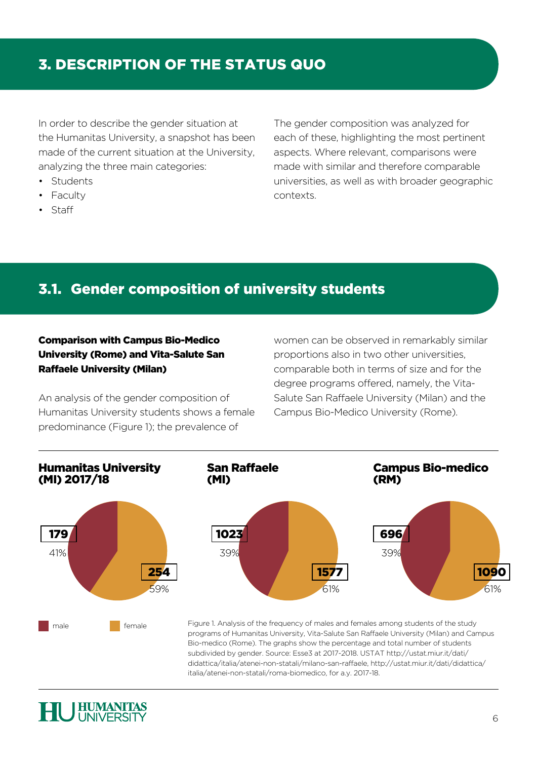## 3. DESCRIPTION OF THE STATUS QUO

In order to describe the gender situation at the Humanitas University, a snapshot has been made of the current situation at the University, analyzing the three main categories:

- Students
- Faculty
- Staff

The gender composition was analyzed for each of these, highlighting the most pertinent aspects. Where relevant, comparisons were made with similar and therefore comparable universities, as well as with broader geographic contexts.

### 3.1. Gender composition of university students

**Comparison with Campus Bio-Medico University (Rome) and Vita-Salute San Raffaele University (Milan)**

An analysis of the gender composition of Humanitas University students shows a female predominance (Figure 1); the prevalence of women can be observed in remarkably similar proportions also in two other universities, comparable both in terms of size and for the degree programs offered, namely, the Vita-Salute San Raffaele University (Milan) and the Campus Bio-Medico University (Rome).

**Humanitas University (MI) 2017/18**

| | Number | Percentage |
|---|---|---|
| male | 179 | 41% |
| female | 254 | 59% |

**San Raffaele (MI)**

| | Number | Percentage |
|---|---|---|
| male | 1023 | 39% |
| female | 1577 | 61% |

**Campus Bio-medico (RM)**

| | Number | Percentage |
|---|---|---|
| male | 696 | 39% |
| female | 1090 | 61% |

Figure 1. Analysis of the frequency of males and females among students of the study programs of Humanitas University, Vita-Salute San Raffaele University (Milan) and Campus Bio-medico (Rome). The graphs show the percentage and total number of students subdivided by gender. Source: Esse3 at 2017-2018. USTAT http://ustat.miur.it/dati/didattica/italia/atenei-non-statali/milano-san-raffaele, http://ustat.miur.it/dati/didattica/italia/atenei-non-statali/roma-biomedico, for a.y. 2017-18.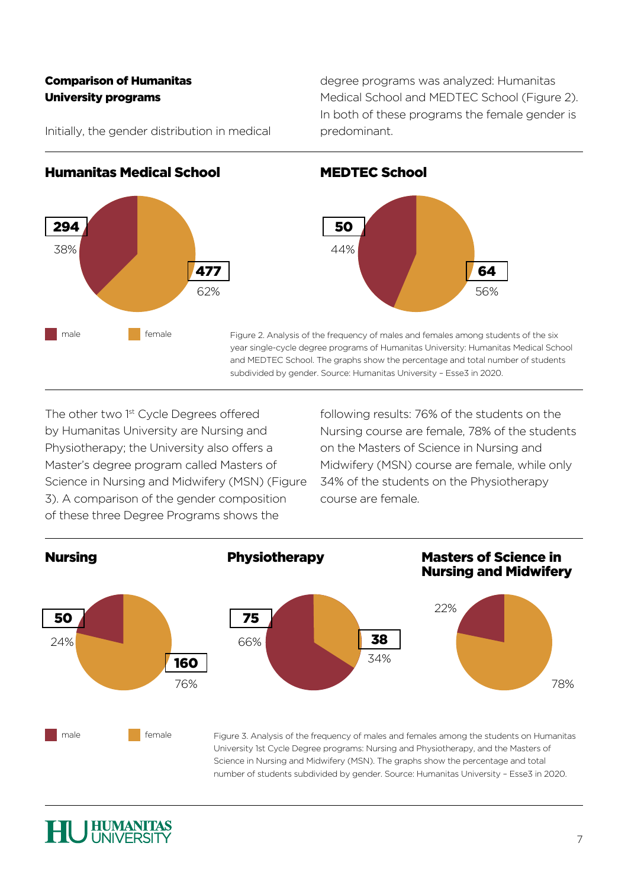### Comparison of Humanitas University programs

Initially, the gender distribution in medical degree programs was analyzed: Humanitas Medical School and MEDTEC School (Figure 2). In both of these programs the female gender is predominant.

**Humanitas Medical School**

**294**
38%

**477**
62%

**MEDTEC School**

**50**
44%

**64**
56%

male female

Figure 2. Analysis of the frequency of males and females among students of the six year single-cycle degree programs of Humanitas University: Humanitas Medical School and MEDTEC School. The graphs show the percentage and total number of students subdivided by gender. Source: Humanitas University – Esse3 in 2020.

The other two 1st Cycle Degrees offered by Humanitas University are Nursing and Physiotherapy; the University also offers a Master's degree program called Masters of Science in Nursing and Midwifery (MSN) (Figure 3). A comparison of the gender composition of these three Degree Programs shows the following results: 76% of the students on the Nursing course are female, 78% of the students on the Masters of Science in Nursing and Midwifery (MSN) course are female, while only 34% of the students on the Physiotherapy course are female.

**Nursing**

**50**
24%

**160**
76%

**Physiotherapy**

**75**
66%

**38**
34%

**Masters of Science in Nursing and Midwifery**

22%

78%

male female

Figure 3. Analysis of the frequency of males and females among the students on Humanitas University 1st Cycle Degree programs: Nursing and Physiotherapy, and the Masters of Science in Nursing and Midwifery (MSN). The graphs show the percentage and total number of students subdivided by gender. Source: Humanitas University – Esse3 in 2020.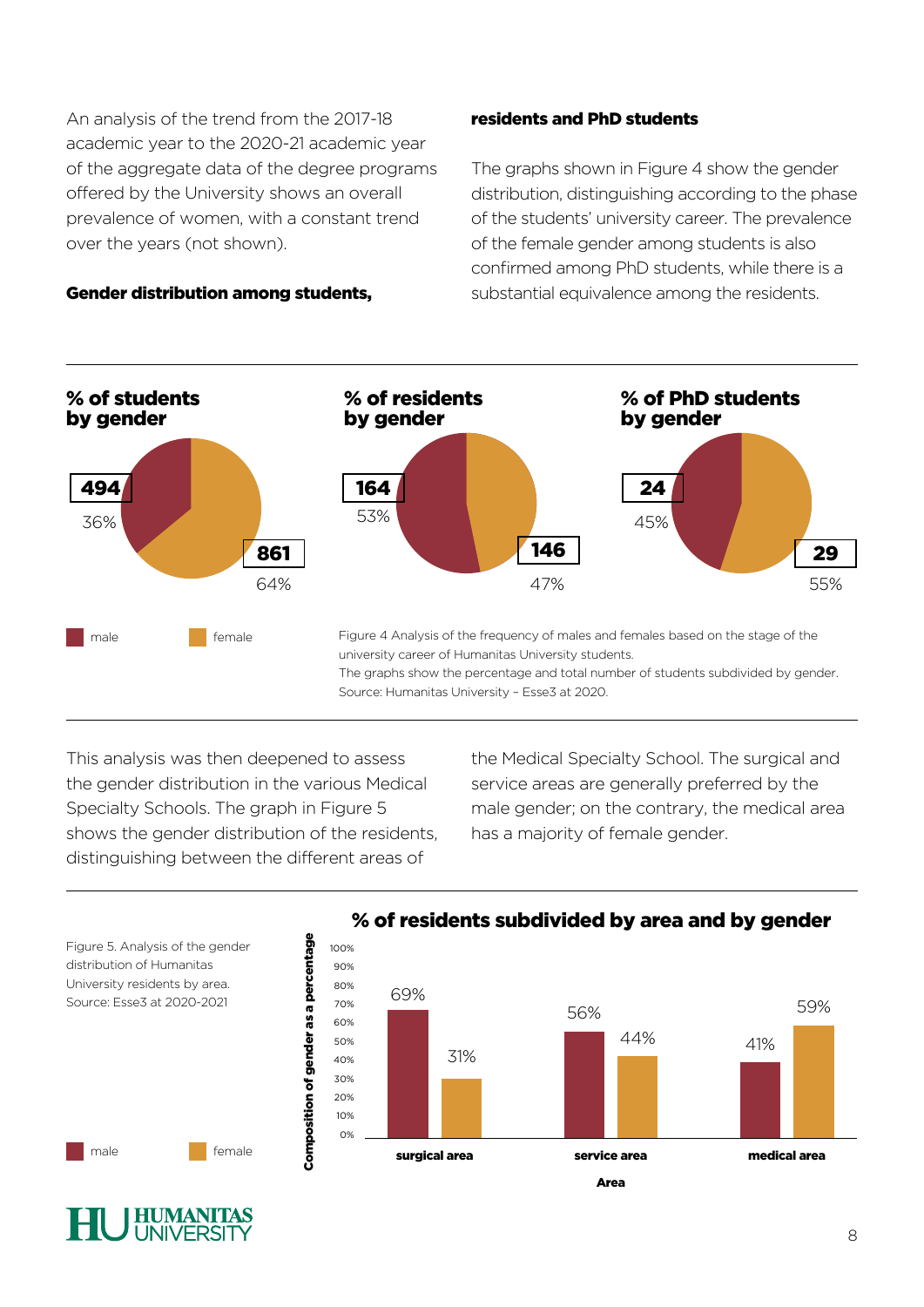An analysis of the trend from the 2017-18 academic year to the 2020-21 academic year of the aggregate data of the degree programs offered by the University shows an overall prevalence of women, with a constant trend over the years (not shown).

**Gender distribution among students, residents and PhD students**

The graphs shown in Figure 4 show the gender distribution, distinguishing according to the phase of the students' university career. The prevalence of the female gender among students is also confirmed among PhD students, while there is a substantial equivalence among the residents.

**% of students by gender**

| | Number | % |
|---|---|---|
| male | 494 | 36% |
| female | 861 | 64% |

**% of residents by gender**

| | Number | % |
|---|---|---|
| male | 164 | 53% |
| female | 146 | 47% |

**% of PhD students by gender**

| | Number | % |
|---|---|---|
| male | 24 | 45% |
| female | 29 | 55% |

Figure 4 Analysis of the frequency of males and females based on the stage of the university career of Humanitas University students.
The graphs show the percentage and total number of students subdivided by gender.
Source: Humanitas University – Esse3 at 2020.

This analysis was then deepened to assess the gender distribution in the various Medical Specialty Schools. The graph in Figure 5 shows the gender distribution of the residents, distinguishing between the different areas of the Medical Specialty School. The surgical and service areas are generally preferred by the male gender; on the contrary, the medical area has a majority of female gender.

**% of residents subdivided by area and by gender**

| Area | male | female |
|---|---|---|
| surgical area | 69% | 31% |
| service area | 56% | 44% |
| medical area | 41% | 59% |

Figure 5. Analysis of the gender distribution of Humanitas University residents by area. Source: Esse3 at 2020-2021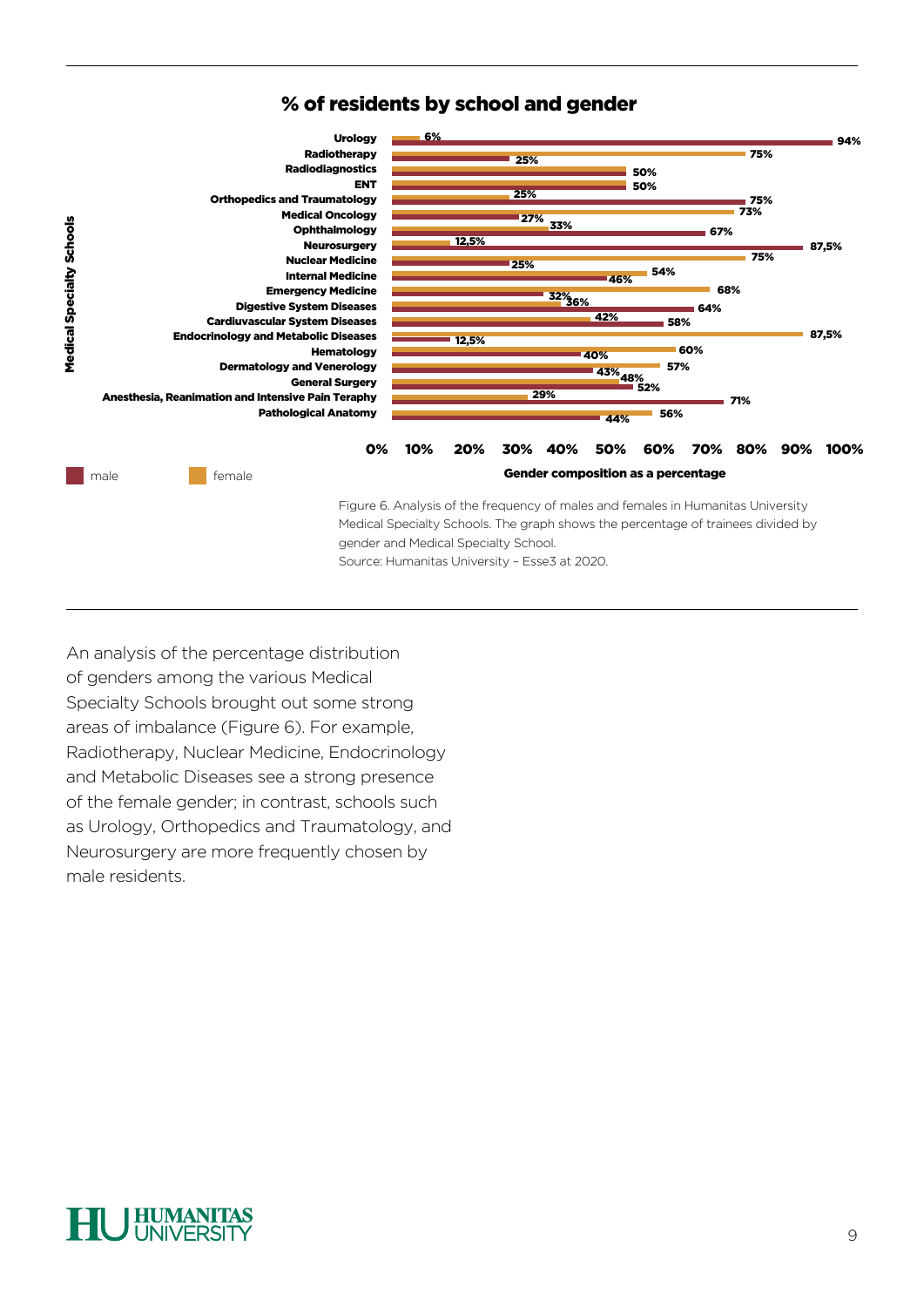## % of residents by school and gender

| Medical Specialty Schools | male | female |
|---|---|---|
| Urology | 94% | 6% |
| Radiotherapy | 25% | 75% |
| Radiodiagnostics | 50% | 50% |
| ENT | 50% | 50% |
| Orthopedics and Traumatology | 75% | 25% |
| Medical Oncology | 27% | 73% |
| Ophthalmology | 67% | 33% |
| Neurosurgery | 87,5% | 12,5% |
| Nuclear Medicine | 25% | 75% |
| Internal Medicine | 46% | 54% |
| Emergency Medicine | 32% | 68% |
| Digestive System Diseases | 64% | 36% |
| Cardiuvascular System Diseases | 58% | 42% |
| Endocrinology and Metabolic Diseases | 12,5% | 87,5% |
| Hematology | 40% | 60% |
| Dermatology and Venerology | 43% | 57% |
| General Surgery | 52% | 48% |
| Anesthesia, Reanimation and Intensive Pain Teraphy | 71% | 29% |
| Pathological Anatomy | 44% | 56% |

Gender composition as a percentage

Figure 6. Analysis of the frequency of males and females in Humanitas University Medical Specialty Schools. The graph shows the percentage of trainees divided by gender and Medical Specialty School.
Source: Humanitas University – Esse3 at 2020.

An analysis of the percentage distribution of genders among the various Medical Specialty Schools brought out some strong areas of imbalance (Figure 6). For example, Radiotherapy, Nuclear Medicine, Endocrinology and Metabolic Diseases see a strong presence of the female gender; in contrast, schools such as Urology, Orthopedics and Traumatology, and Neurosurgery are more frequently chosen by male residents.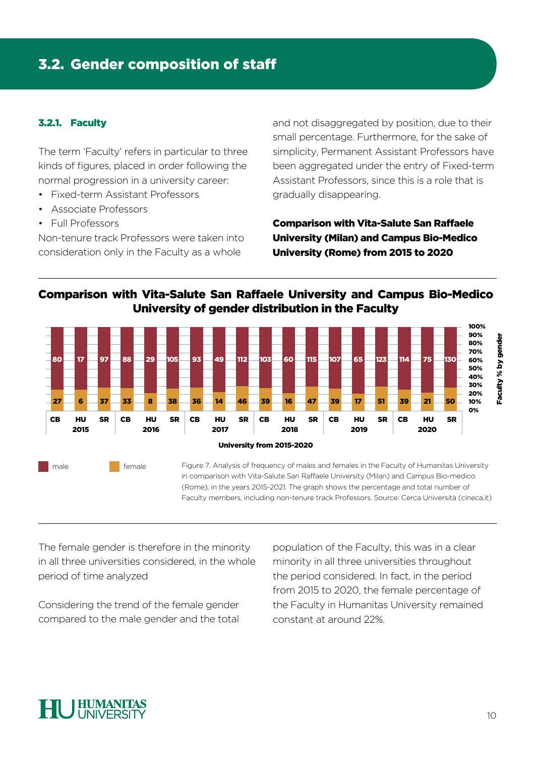## 3.2. Gender composition of staff

### 3.2.1. Faculty

The term 'Faculty' refers in particular to three kinds of figures, placed in order following the normal progression in a university career:

- Fixed-term Assistant Professors
- Associate Professors
- Full Professors

Non-tenure track Professors were taken into consideration only in the Faculty as a whole and not disaggregated by position, due to their small percentage. Furthermore, for the sake of simplicity, Permanent Assistant Professors have been aggregated under the entry of Fixed-term Assistant Professors, since this is a role that is gradually disappearing.

**Comparison with Vita-Salute San Raffaele University (Milan) and Campus Bio-Medico University (Rome) from 2015 to 2020**

**Comparison with Vita-Salute San Raffaele University and Campus Bio-Medico University of gender distribution in the Faculty**

| Year | University | male | female |
|---|---|---|---|
| 2015 | CB | 80 | 27 |
| 2015 | HU | 17 | 6 |
| 2015 | SR | 97 | 37 |
| 2016 | CB | 88 | 33 |
| 2016 | HU | 29 | 8 |
| 2016 | SR | 105 | 38 |
| 2017 | CB | 93 | 36 |
| 2017 | HU | 49 | 14 |
| 2017 | SR | 112 | 46 |
| 2018 | CB | 103 | 39 |
| 2018 | HU | 60 | 16 |
| 2018 | SR | 115 | 47 |
| 2019 | CB | 107 | 39 |
| 2019 | HU | 65 | 17 |
| 2019 | SR | 123 | 51 |
| 2020 | CB | 114 | 39 |
| 2020 | HU | 75 | 21 |
| 2020 | SR | 130 | 50 |

Figure 7. Analysis of frequency of males and females in the Faculty of Humanitas University in comparison with Vita-Salute San Raffaele University (Milan) and Campus Bio-medico (Rome), in the years 2015-2021. The graph shows the percentage and total number of Faculty members, including non-tenure track Professors. Source: Cerca Università (cineca.it)

The female gender is therefore in the minority in all three universities considered, in the whole period of time analyzed

Considering the trend of the female gender compared to the male gender and the total population of the Faculty, this was in a clear minority in all three universities throughout the period considered. In fact, in the period from 2015 to 2020, the female percentage of the Faculty in Humanitas University remained constant at around 22%.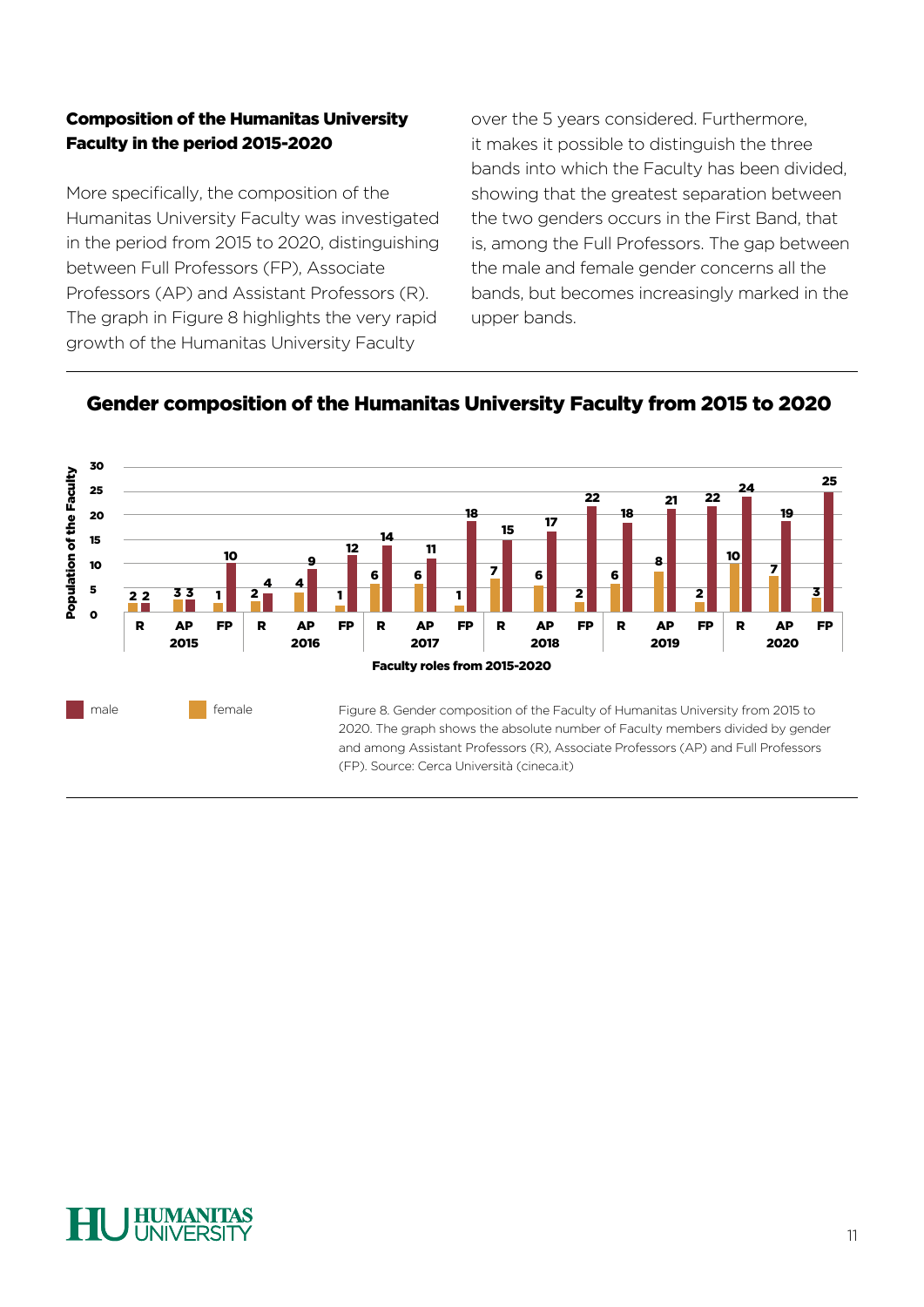### Composition of the Humanitas University Faculty in the period 2015-2020

More specifically, the composition of the Humanitas University Faculty was investigated in the period from 2015 to 2020, distinguishing between Full Professors (FP), Associate Professors (AP) and Assistant Professors (R). The graph in Figure 8 highlights the very rapid growth of the Humanitas University Faculty over the 5 years considered. Furthermore, it makes it possible to distinguish the three bands into which the Faculty has been divided, showing that the greatest separation between the two genders occurs in the First Band, that is, among the Full Professors. The gap between the male and female gender concerns all the bands, but becomes increasingly marked in the upper bands.

### Gender composition of the Humanitas University Faculty from 2015 to 2020

| Year | Role | female | male |
|---|---|---|---|
| 2015 | R | 2 | 2 |
| 2015 | AP | 3 | 3 |
| 2015 | FP | 1 | 10 |
| 2016 | R | 2 | 4 |
| 2016 | AP | 4 | 9 |
| 2016 | FP | 1 | 12 |
| 2017 | R | 6 | 14 |
| 2017 | AP | 6 | 11 |
| 2017 | FP | 1 | 18 |
| 2018 | R | 7 | 15 |
| 2018 | AP | 6 | 17 |
| 2018 | FP | 2 | 22 |
| 2019 | R | 6 | 18 |
| 2019 | AP | 8 | 21 |
| 2019 | FP | 2 | 22 |
| 2020 | R | 10 | 24 |
| 2020 | AP | 7 | 19 |
| 2020 | FP | 3 | 25 |

Figure 8. Gender composition of the Faculty of Humanitas University from 2015 to 2020. The graph shows the absolute number of Faculty members divided by gender and among Assistant Professors (R), Associate Professors (AP) and Full Professors (FP). Source: Cerca Università (cineca.it)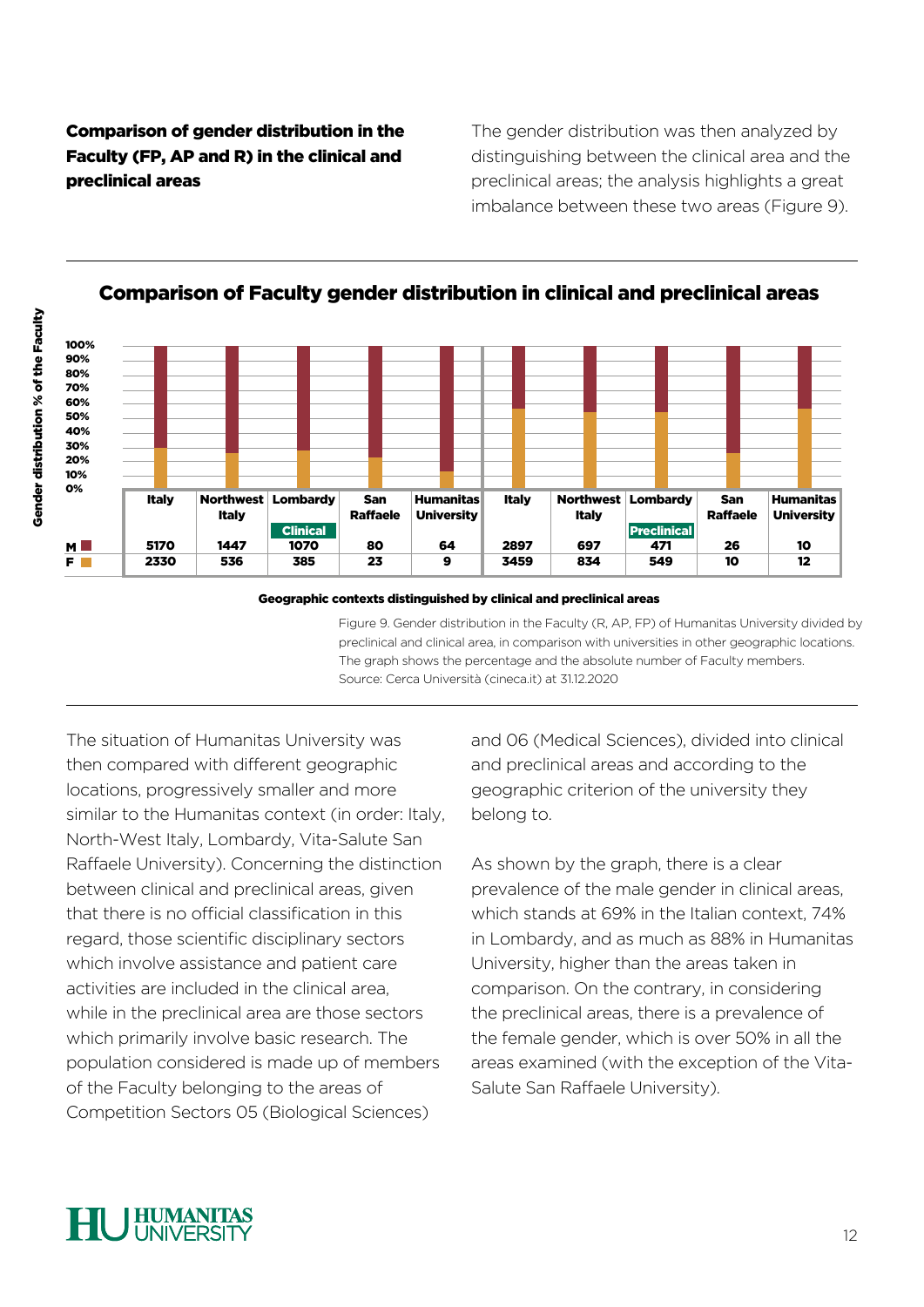**Comparison of gender distribution in the Faculty (FP, AP and R) in the clinical and preclinical areas**

The gender distribution was then analyzed by distinguishing between the clinical area and the preclinical areas; the analysis highlights a great imbalance between these two areas (Figure 9).

## Comparison of Faculty gender distribution in clinical and preclinical areas

| | Italy | Northwest Italy | Lombardy (Clinical) | San Raffaele | Humanitas University | Italy | Northwest Italy | Lombardy (Preclinical) | San Raffaele | Humanitas University |
|---|---|---|---|---|---|---|---|---|---|---|
| M | 5170 | 1447 | 1070 | 80 | 64 | 2897 | 697 | 471 | 26 | 10 |
| F | 2330 | 536 | 385 | 23 | 9 | 3459 | 834 | 549 | 10 | 12 |

Gender distribution % of the Faculty

Geographic contexts distinguished by clinical and preclinical areas

Figure 9. Gender distribution in the Faculty (R, AP, FP) of Humanitas University divided by preclinical and clinical area, in comparison with universities in other geographic locations. The graph shows the percentage and the absolute number of Faculty members. Source: Cerca Università (cineca.it) at 31.12.2020

The situation of Humanitas University was then compared with different geographic locations, progressively smaller and more similar to the Humanitas context (in order: Italy, North-West Italy, Lombardy, Vita-Salute San Raffaele University). Concerning the distinction between clinical and preclinical areas, given that there is no official classification in this regard, those scientific disciplinary sectors which involve assistance and patient care activities are included in the clinical area, while in the preclinical area are those sectors which primarily involve basic research. The population considered is made up of members of the Faculty belonging to the areas of Competition Sectors 05 (Biological Sciences) and 06 (Medical Sciences), divided into clinical and preclinical areas and according to the geographic criterion of the university they belong to.

As shown by the graph, there is a clear prevalence of the male gender in clinical areas, which stands at 69% in the Italian context, 74% in Lombardy, and as much as 88% in Humanitas University, higher than the areas taken in comparison. On the contrary, in considering the preclinical areas, there is a prevalence of the female gender, which is over 50% in all the areas examined (with the exception of the Vita-Salute San Raffaele University).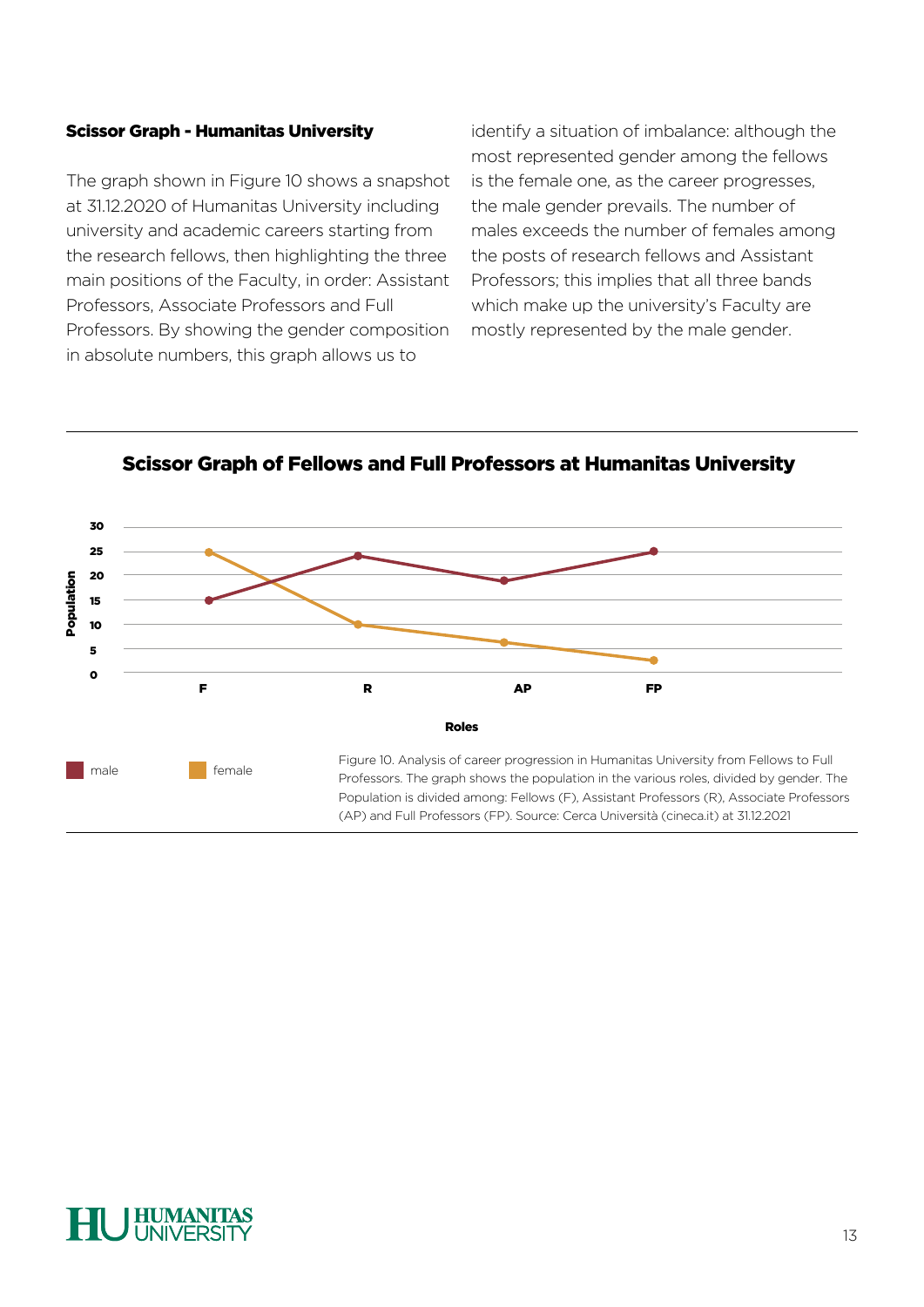### Scissor Graph - Humanitas University

The graph shown in Figure 10 shows a snapshot at 31.12.2020 of Humanitas University including university and academic careers starting from the research fellows, then highlighting the three main positions of the Faculty, in order: Assistant Professors, Associate Professors and Full Professors. By showing the gender composition in absolute numbers, this graph allows us to identify a situation of imbalance: although the most represented gender among the fellows is the female one, as the career progresses, the male gender prevails. The number of males exceeds the number of females among the posts of research fellows and Assistant Professors; this implies that all three bands which make up the university's Faculty are mostly represented by the male gender.

**Scissor Graph of Fellows and Full Professors at Humanitas University**

Population: 30, 25, 20, 15, 10, 5, 0

Roles: F, R, AP, FP

male — female

Figure 10. Analysis of career progression in Humanitas University from Fellows to Full Professors. The graph shows the population in the various roles, divided by gender. The Population is divided among: Fellows (F), Assistant Professors (R), Associate Professors (AP) and Full Professors (FP). Source: Cerca Università (cineca.it) at 31.12.2021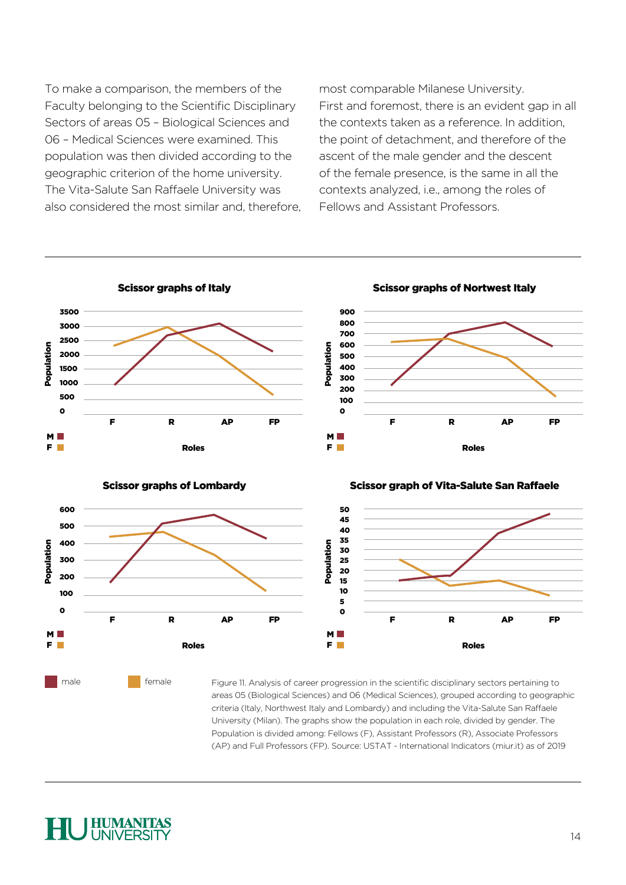To make a comparison, the members of the Faculty belonging to the Scientific Disciplinary Sectors of areas 05 – Biological Sciences and 06 – Medical Sciences were examined. This population was then divided according to the geographic criterion of the home university. The Vita-Salute San Raffaele University was also considered the most similar and, therefore, most comparable Milanese University.
First and foremost, there is an evident gap in all the contexts taken as a reference. In addition, the point of detachment, and therefore of the ascent of the male gender and the descent of the female presence, is the same in all the contexts analyzed, i.e., among the roles of Fellows and Assistant Professors.

**Scissor graphs of Italy**

**Scissor graphs of Nortwest Italy**

**Scissor graphs of Lombardy**

**Scissor graph of Vita-Salute San Raffaele**

male female

Figure 11. Analysis of career progression in the scientific disciplinary sectors pertaining to areas 05 (Biological Sciences) and 06 (Medical Sciences), grouped according to geographic criteria (Italy, Northwest Italy and Lombardy) and including the Vita-Salute San Raffaele University (Milan). The graphs show the population in each role, divided by gender. The Population is divided among: Fellows (F), Assistant Professors (R), Associate Professors (AP) and Full Professors (FP). Source: USTAT - International Indicators (miur.it) as of 2019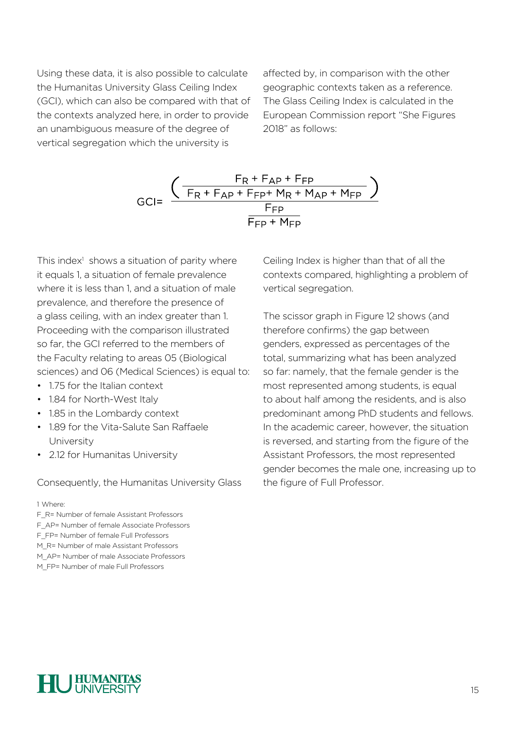Using these data, it is also possible to calculate the Humanitas University Glass Ceiling Index (GCI), which can also be compared with that of the contexts analyzed here, in order to provide an unambiguous measure of the degree of vertical segregation which the university is affected by, in comparison with the other geographic contexts taken as a reference. The Glass Ceiling Index is calculated in the European Commission report "She Figures 2018" as follows:

$$GCI = \frac{\left( \dfrac{F_R + F_{AP} + F_{FP}}{F_R + F_{AP} + F_{FP} + M_R + M_{AP} + M_{FP}} \right)}{\dfrac{F_{FP}}{F_{FP} + M_{FP}}}$$

This index[1] shows a situation of parity where it equals 1, a situation of female prevalence where it is less than 1, and a situation of male prevalence, and therefore the presence of a glass ceiling, with an index greater than 1. Proceeding with the comparison illustrated so far, the GCI referred to the members of the Faculty relating to areas 05 (Biological sciences) and 06 (Medical Sciences) is equal to:

- 1.75 for the Italian context
- 1.84 for North-West Italy
- 1.85 in the Lombardy context
- 1.89 for the Vita-Salute San Raffaele University
- 2.12 for Humanitas University

Consequently, the Humanitas University Glass Ceiling Index is higher than that of all the contexts compared, highlighting a problem of vertical segregation.

The scissor graph in Figure 12 shows (and therefore confirms) the gap between genders, expressed as percentages of the total, summarizing what has been analyzed so far: namely, that the female gender is the most represented among students, is equal to about half among the residents, and is also predominant among PhD students and fellows. In the academic career, however, the situation is reversed, and starting from the figure of the Assistant Professors, the most represented gender becomes the male one, increasing up to the figure of Full Professor.

1 Where:
F_R= Number of female Assistant Professors
F_AP= Number of female Associate Professors
F_FP= Number of female Full Professors
M_R= Number of male Assistant Professors
M_AP= Number of male Associate Professors
M_FP= Number of male Full Professors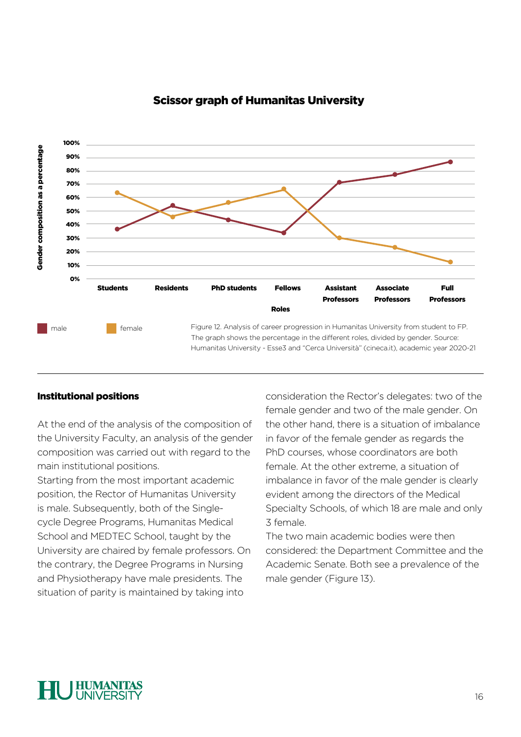### Scissor graph of Humanitas University

Figure 12. Analysis of career progression in Humanitas University from student to FP. The graph shows the percentage in the different roles, divided by gender. Source: Humanitas University - Esse3 and "Cerca Università" (cineca.it), academic year 2020-21

### Institutional positions

At the end of the analysis of the composition of the University Faculty, an analysis of the gender composition was carried out with regard to the main institutional positions.
Starting from the most important academic position, the Rector of Humanitas University is male. Subsequently, both of the Single-cycle Degree Programs, Humanitas Medical School and MEDTEC School, taught by the University are chaired by female professors. On the contrary, the Degree Programs in Nursing and Physiotherapy have male presidents. The situation of parity is maintained by taking into consideration the Rector's delegates: two of the female gender and two of the male gender. On the other hand, there is a situation of imbalance in favor of the female gender as regards the PhD courses, whose coordinators are both female. At the other extreme, a situation of imbalance in favor of the male gender is clearly evident among the directors of the Medical Specialty Schools, of which 18 are male and only 3 female.
The two main academic bodies were then considered: the Department Committee and the Academic Senate. Both see a prevalence of the male gender (Figure 13).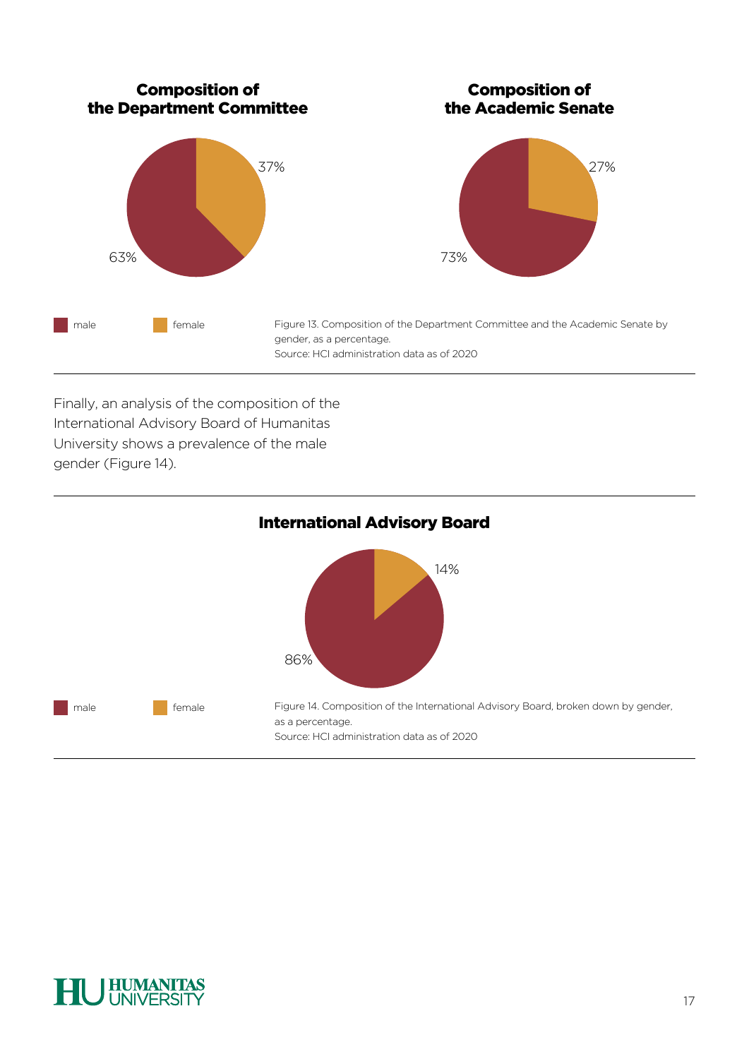### Composition of the Department Committee

37%

63%

### Composition of the Academic Senate

27%

73%

male female

Figure 13. Composition of the Department Committee and the Academic Senate by gender, as a percentage.
Source: HCI administration data as of 2020

Finally, an analysis of the composition of the International Advisory Board of Humanitas University shows a prevalence of the male gender (Figure 14).

### International Advisory Board

14%

86%

male female

Figure 14. Composition of the International Advisory Board, broken down by gender, as a percentage.
Source: HCI administration data as of 2020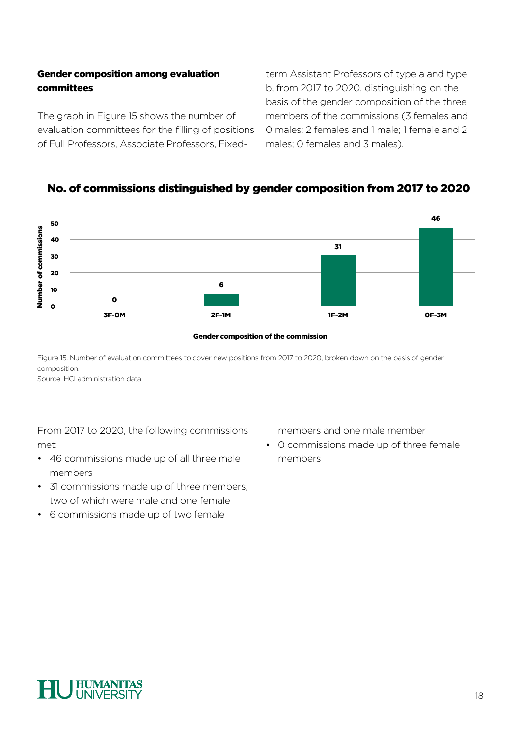## Gender composition among evaluation committees

The graph in Figure 15 shows the number of evaluation committees for the filling of positions of Full Professors, Associate Professors, Fixed-term Assistant Professors of type a and type b, from 2017 to 2020, distinguishing on the basis of the gender composition of the three members of the commissions (3 females and 0 males; 2 females and 1 male; 1 female and 2 males; 0 females and 3 males).

### No. of commissions distinguished by gender composition from 2017 to 2020

| Gender composition of the commission | Number of commissions |
| --- | --- |
| 3F-0M | 0 |
| 2F-1M | 6 |
| 1F-2M | 31 |
| 0F-3M | 46 |

Figure 15. Number of evaluation committees to cover new positions from 2017 to 2020, broken down on the basis of gender composition.
Source: HCI administration data

From 2017 to 2020, the following commissions met:

- 46 commissions made up of all three male members
- 31 commissions made up of three members, two of which were male and one female
- 6 commissions made up of two female members and one male member
- 0 commissions made up of three female members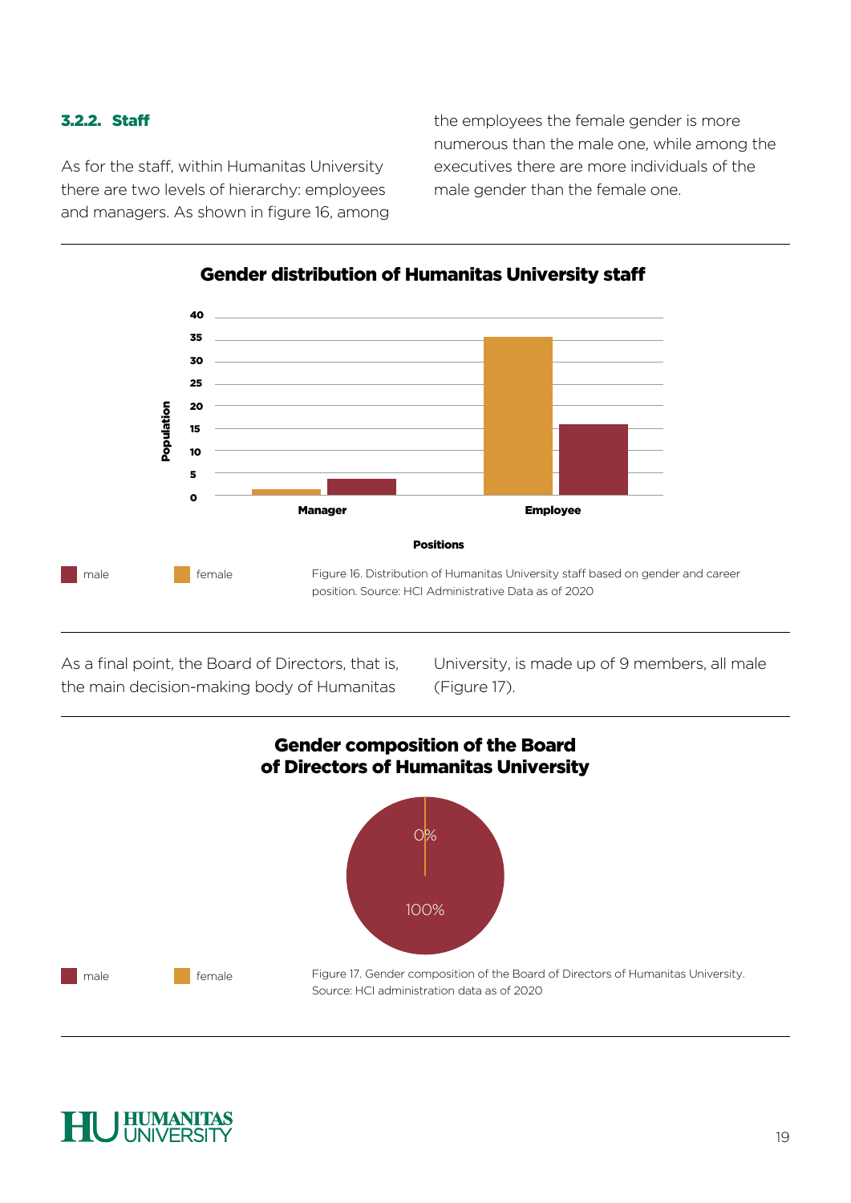### 3.2.2. Staff

As for the staff, within Humanitas University there are two levels of hierarchy: employees and managers. As shown in figure 16, among the employees the female gender is more numerous than the male one, while among the executives there are more individuals of the male gender than the female one.

**Gender distribution of Humanitas University staff**

Figure 16. Distribution of Humanitas University staff based on gender and career position. Source: HCI Administrative Data as of 2020

As a final point, the Board of Directors, that is, the main decision-making body of Humanitas University, is made up of 9 members, all male (Figure 17).

**Gender composition of the Board of Directors of Humanitas University**

Figure 17. Gender composition of the Board of Directors of Humanitas University. Source: HCI administration data as of 2020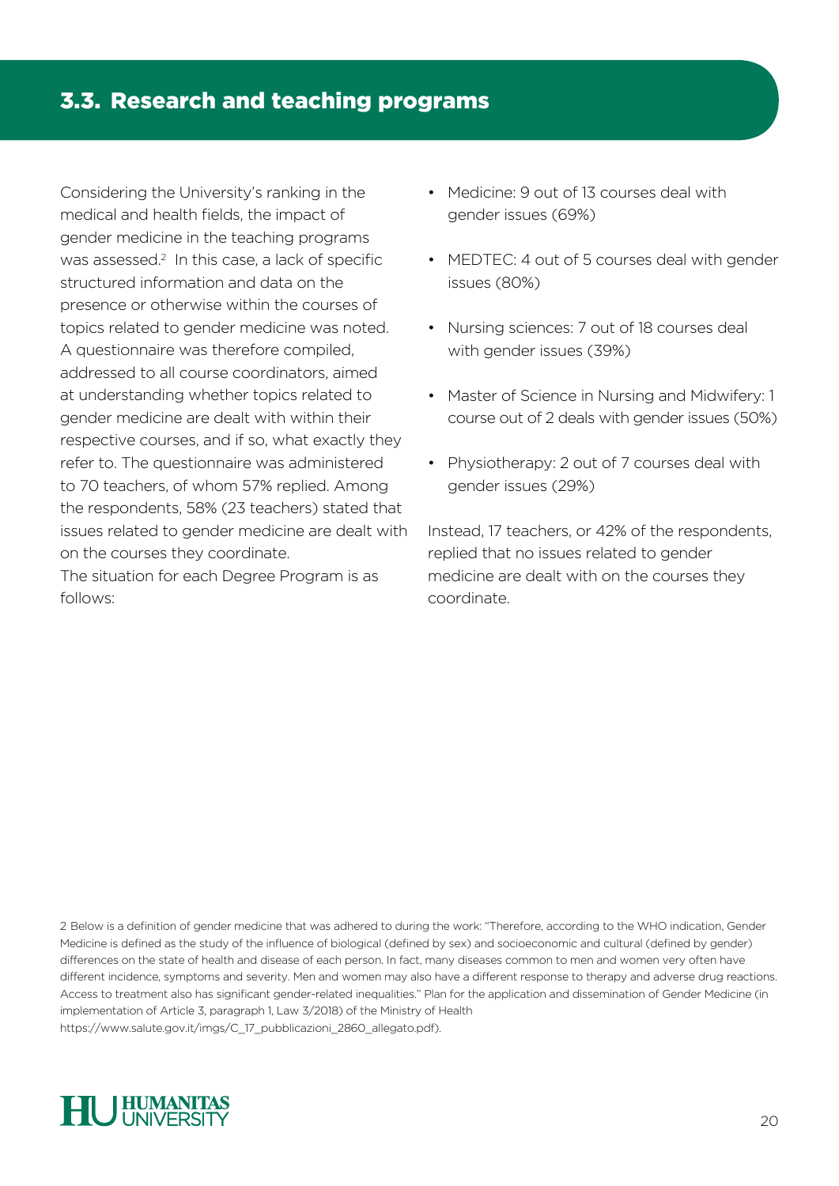## 3.3. Research and teaching programs

Considering the University's ranking in the medical and health fields, the impact of gender medicine in the teaching programs was assessed.[2] In this case, a lack of specific structured information and data on the presence or otherwise within the courses of topics related to gender medicine was noted. A questionnaire was therefore compiled, addressed to all course coordinators, aimed at understanding whether topics related to gender medicine are dealt with within their respective courses, and if so, what exactly they refer to. The questionnaire was administered to 70 teachers, of whom 57% replied. Among the respondents, 58% (23 teachers) stated that issues related to gender medicine are dealt with on the courses they coordinate.

The situation for each Degree Program is as follows:

- Medicine: 9 out of 13 courses deal with gender issues (69%)
- MEDTEC: 4 out of 5 courses deal with gender issues (80%)
- Nursing sciences: 7 out of 18 courses deal with gender issues (39%)
- Master of Science in Nursing and Midwifery: 1 course out of 2 deals with gender issues (50%)
- Physiotherapy: 2 out of 7 courses deal with gender issues (29%)

Instead, 17 teachers, or 42% of the respondents, replied that no issues related to gender medicine are dealt with on the courses they coordinate.

2 Below is a definition of gender medicine that was adhered to during the work: "Therefore, according to the WHO indication, Gender Medicine is defined as the study of the influence of biological (defined by sex) and socioeconomic and cultural (defined by gender) differences on the state of health and disease of each person. In fact, many diseases common to men and women very often have different incidence, symptoms and severity. Men and women may also have a different response to therapy and adverse drug reactions. Access to treatment also has significant gender-related inequalities." Plan for the application and dissemination of Gender Medicine (in implementation of Article 3, paragraph 1, Law 3/2018) of the Ministry of Health https://www.salute.gov.it/imgs/C_17_pubblicazioni_2860_allegato.pdf).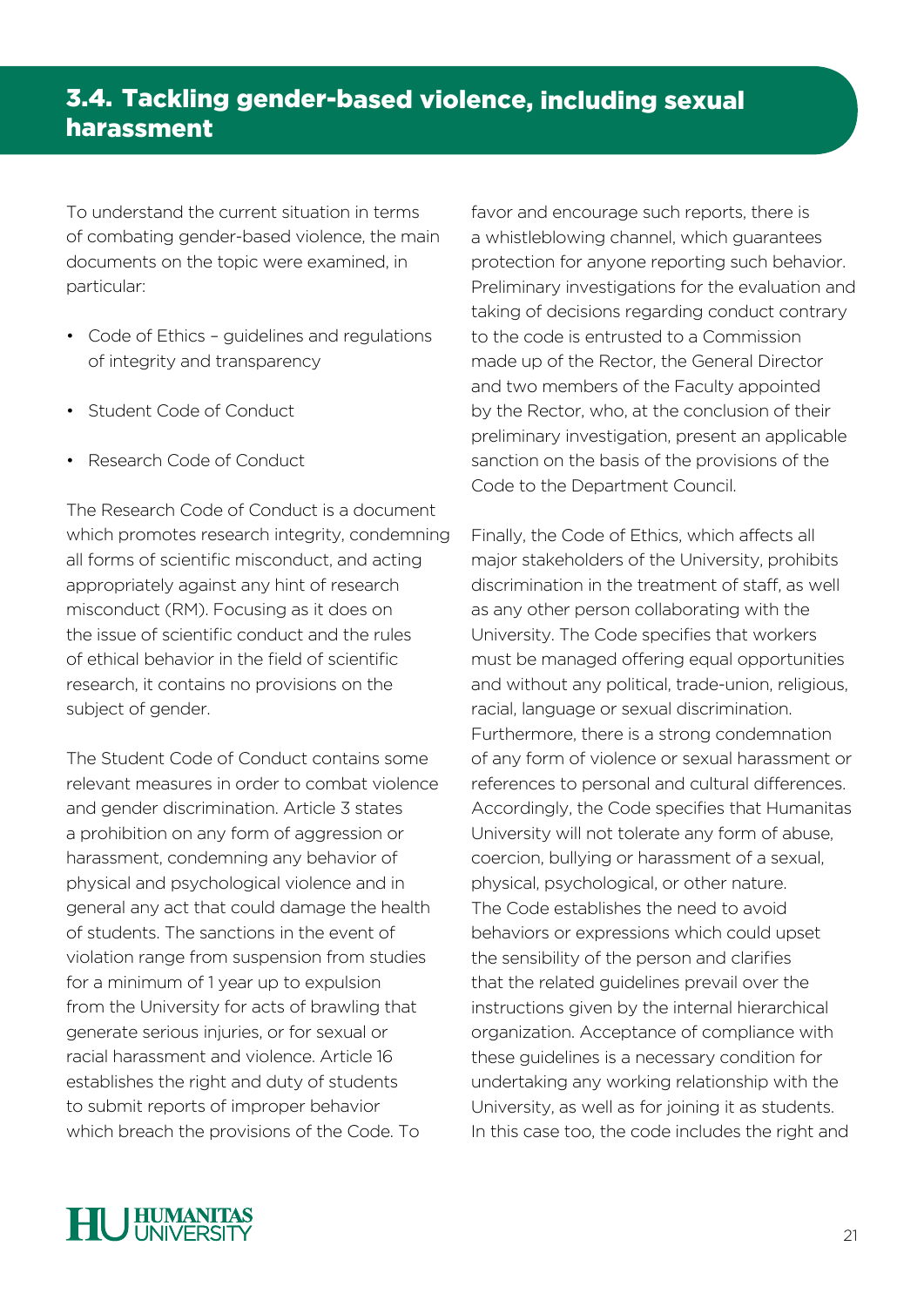## 3.4. Tackling gender-based violence, including sexual harassment

To understand the current situation in terms of combating gender-based violence, the main documents on the topic were examined, in particular:

- Code of Ethics – guidelines and regulations of integrity and transparency
- Student Code of Conduct
- Research Code of Conduct

The Research Code of Conduct is a document which promotes research integrity, condemning all forms of scientific misconduct, and acting appropriately against any hint of research misconduct (RM). Focusing as it does on the issue of scientific conduct and the rules of ethical behavior in the field of scientific research, it contains no provisions on the subject of gender.

The Student Code of Conduct contains some relevant measures in order to combat violence and gender discrimination. Article 3 states a prohibition on any form of aggression or harassment, condemning any behavior of physical and psychological violence and in general any act that could damage the health of students. The sanctions in the event of violation range from suspension from studies for a minimum of 1 year up to expulsion from the University for acts of brawling that generate serious injuries, or for sexual or racial harassment and violence. Article 16 establishes the right and duty of students to submit reports of improper behavior which breach the provisions of the Code. To favor and encourage such reports, there is a whistleblowing channel, which guarantees protection for anyone reporting such behavior. Preliminary investigations for the evaluation and taking of decisions regarding conduct contrary to the code is entrusted to a Commission made up of the Rector, the General Director and two members of the Faculty appointed by the Rector, who, at the conclusion of their preliminary investigation, present an applicable sanction on the basis of the provisions of the Code to the Department Council.

Finally, the Code of Ethics, which affects all major stakeholders of the University, prohibits discrimination in the treatment of staff, as well as any other person collaborating with the University. The Code specifies that workers must be managed offering equal opportunities and without any political, trade-union, religious, racial, language or sexual discrimination. Furthermore, there is a strong condemnation of any form of violence or sexual harassment or references to personal and cultural differences. Accordingly, the Code specifies that Humanitas University will not tolerate any form of abuse, coercion, bullying or harassment of a sexual, physical, psychological, or other nature. The Code establishes the need to avoid behaviors or expressions which could upset the sensibility of the person and clarifies that the related guidelines prevail over the instructions given by the internal hierarchical organization. Acceptance of compliance with these guidelines is a necessary condition for undertaking any working relationship with the University, as well as for joining it as students. In this case too, the code includes the right and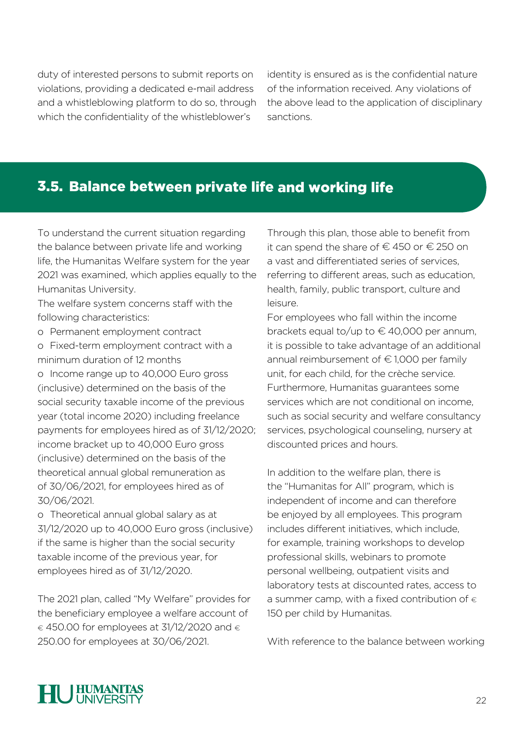duty of interested persons to submit reports on violations, providing a dedicated e-mail address and a whistleblowing platform to do so, through which the confidentiality of the whistleblower's identity is ensured as is the confidential nature of the information received. Any violations of the above lead to the application of disciplinary sanctions.

## 3.5. Balance between private life and working life

To understand the current situation regarding the balance between private life and working life, the Humanitas Welfare system for the year 2021 was examined, which applies equally to the Humanitas University.

The welfare system concerns staff with the following characteristics:

- Permanent employment contract
- Fixed-term employment contract with a minimum duration of 12 months
- Income range up to 40,000 Euro gross (inclusive) determined on the basis of the social security taxable income of the previous year (total income 2020) including freelance payments for employees hired as of 31/12/2020; income bracket up to 40,000 Euro gross (inclusive) determined on the basis of the theoretical annual global remuneration as of 30/06/2021, for employees hired as of 30/06/2021.
- Theoretical annual global salary as at 31/12/2020 up to 40,000 Euro gross (inclusive) if the same is higher than the social security taxable income of the previous year, for employees hired as of 31/12/2020.

The 2021 plan, called "My Welfare" provides for the beneficiary employee a welfare account of € 450.00 for employees at 31/12/2020 and € 250.00 for employees at 30/06/2021.

Through this plan, those able to benefit from it can spend the share of € 450 or € 250 on a vast and differentiated series of services, referring to different areas, such as education, health, family, public transport, culture and leisure.

For employees who fall within the income brackets equal to/up to € 40,000 per annum, it is possible to take advantage of an additional annual reimbursement of € 1,000 per family unit, for each child, for the crèche service. Furthermore, Humanitas guarantees some services which are not conditional on income, such as social security and welfare consultancy services, psychological counseling, nursery at discounted prices and hours.

In addition to the welfare plan, there is the "Humanitas for All" program, which is independent of income and can therefore be enjoyed by all employees. This program includes different initiatives, which include, for example, training workshops to develop professional skills, webinars to promote personal wellbeing, outpatient visits and laboratory tests at discounted rates, access to a summer camp, with a fixed contribution of € 150 per child by Humanitas.

With reference to the balance between working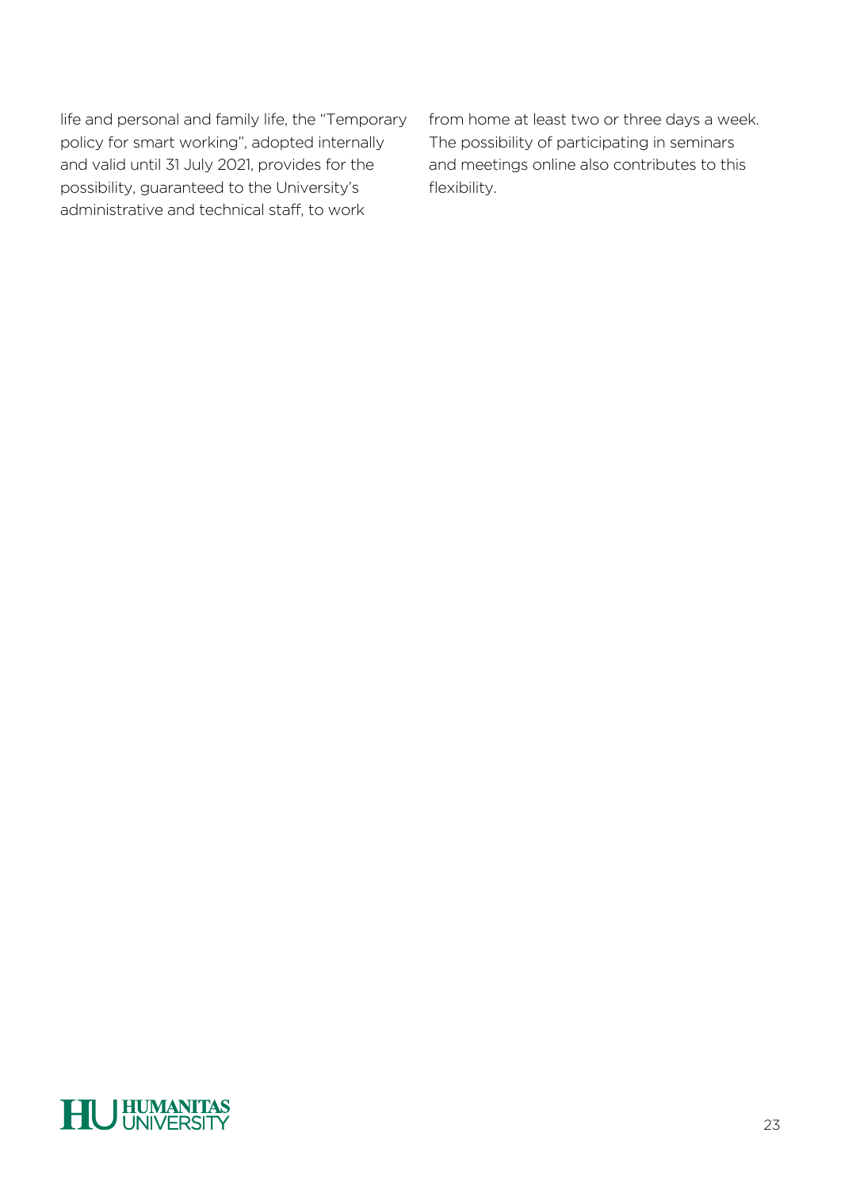life and personal and family life, the "Temporary policy for smart working", adopted internally and valid until 31 July 2021, provides for the possibility, guaranteed to the University's administrative and technical staff, to work from home at least two or three days a week. The possibility of participating in seminars and meetings online also contributes to this flexibility.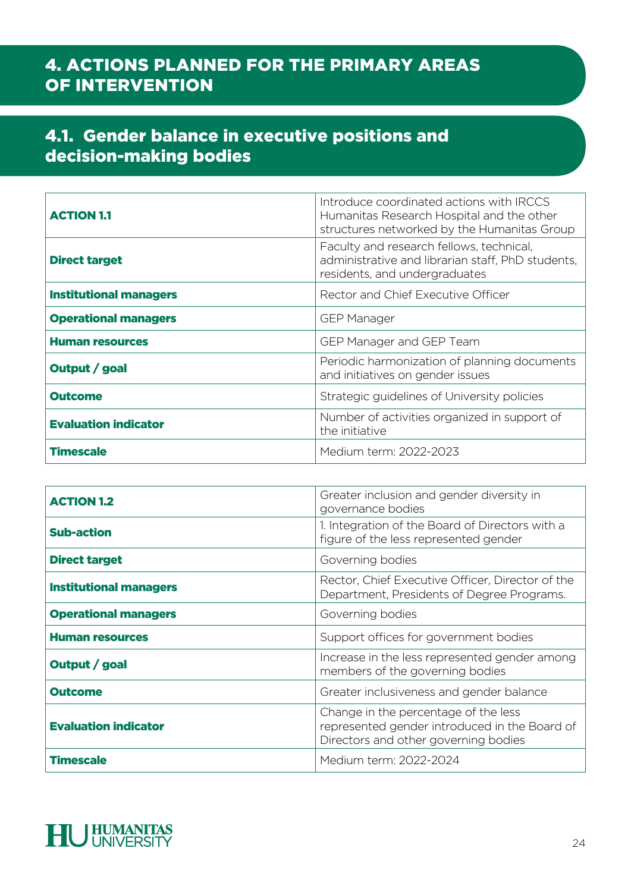# 4. ACTIONS PLANNED FOR THE PRIMARY AREAS OF INTERVENTION

## 4.1. Gender balance in executive positions and decision-making bodies

| **ACTION 1.1** | Introduce coordinated actions with IRCCS Humanitas Research Hospital and the other structures networked by the Humanitas Group |
|---|---|
| **Direct target** | Faculty and research fellows, technical, administrative and librarian staff, PhD students, residents, and undergraduates |
| **Institutional managers** | Rector and Chief Executive Officer |
| **Operational managers** | GEP Manager |
| **Human resources** | GEP Manager and GEP Team |
| **Output / goal** | Periodic harmonization of planning documents and initiatives on gender issues |
| **Outcome** | Strategic guidelines of University policies |
| **Evaluation indicator** | Number of activities organized in support of the initiative |
| **Timescale** | Medium term: 2022-2023 |

| **ACTION 1.2** | Greater inclusion and gender diversity in governance bodies |
|---|---|
| **Sub-action** | 1. Integration of the Board of Directors with a figure of the less represented gender |
| **Direct target** | Governing bodies |
| **Institutional managers** | Rector, Chief Executive Officer, Director of the Department, Presidents of Degree Programs. |
| **Operational managers** | Governing bodies |
| **Human resources** | Support offices for government bodies |
| **Output / goal** | Increase in the less represented gender among members of the governing bodies |
| **Outcome** | Greater inclusiveness and gender balance |
| **Evaluation indicator** | Change in the percentage of the less represented gender introduced in the Board of Directors and other governing bodies |
| **Timescale** | Medium term: 2022-2024 |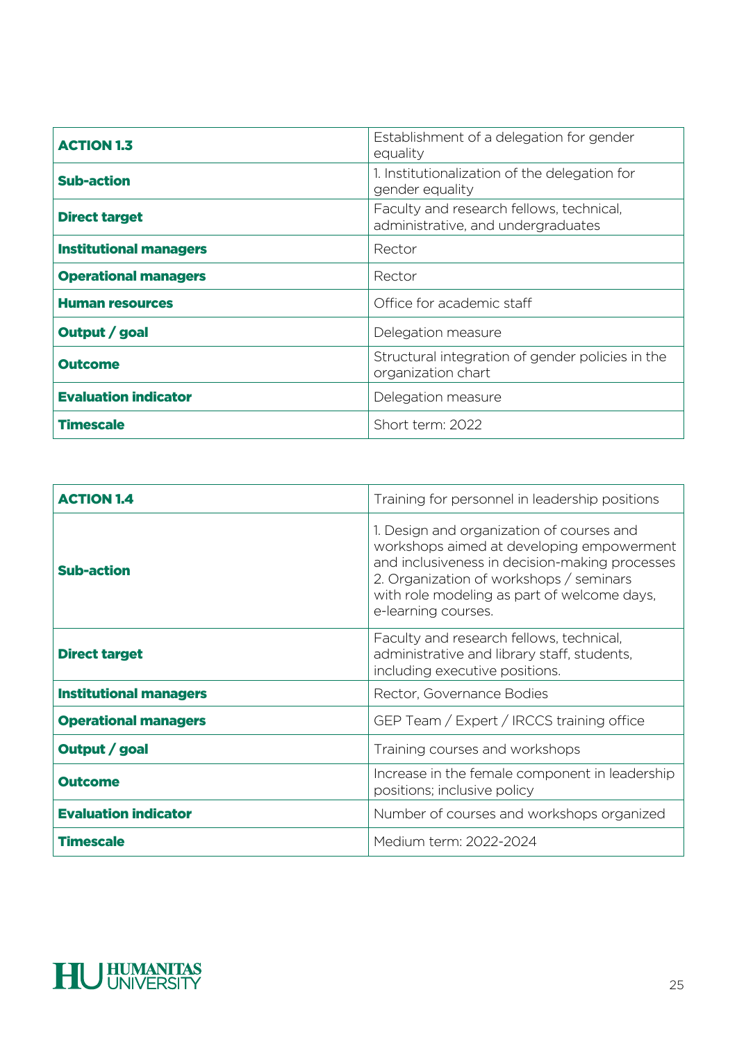| **ACTION 1.3** | Establishment of a delegation for gender equality |
|---|---|
| **Sub-action** | 1. Institutionalization of the delegation for gender equality |
| **Direct target** | Faculty and research fellows, technical, administrative, and undergraduates |
| **Institutional managers** | Rector |
| **Operational managers** | Rector |
| **Human resources** | Office for academic staff |
| **Output / goal** | Delegation measure |
| **Outcome** | Structural integration of gender policies in the organization chart |
| **Evaluation indicator** | Delegation measure |
| **Timescale** | Short term: 2022 |

| **ACTION 1.4** | Training for personnel in leadership positions |
|---|---|
| **Sub-action** | 1. Design and organization of courses and workshops aimed at developing empowerment and inclusiveness in decision-making processes<br>2. Organization of workshops / seminars with role modeling as part of welcome days, e-learning courses. |
| **Direct target** | Faculty and research fellows, technical, administrative and library staff, students, including executive positions. |
| **Institutional managers** | Rector, Governance Bodies |
| **Operational managers** | GEP Team / Expert / IRCCS training office |
| **Output / goal** | Training courses and workshops |
| **Outcome** | Increase in the female component in leadership positions; inclusive policy |
| **Evaluation indicator** | Number of courses and workshops organized |
| **Timescale** | Medium term: 2022-2024 |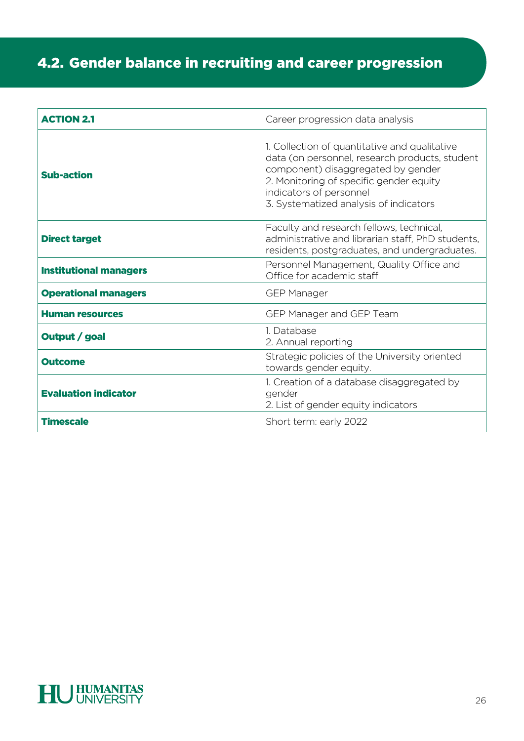## 4.2. Gender balance in recruiting and career progression

| **ACTION 2.1** | Career progression data analysis |
|---|---|
| **Sub-action** | 1. Collection of quantitative and qualitative data (on personnel, research products, student component) disaggregated by gender<br>2. Monitoring of specific gender equity indicators of personnel<br>3. Systematized analysis of indicators |
| **Direct target** | Faculty and research fellows, technical, administrative and librarian staff, PhD students, residents, postgraduates, and undergraduates. |
| **Institutional managers** | Personnel Management, Quality Office and Office for academic staff |
| **Operational managers** | GEP Manager |
| **Human resources** | GEP Manager and GEP Team |
| **Output / goal** | 1. Database<br>2. Annual reporting |
| **Outcome** | Strategic policies of the University oriented towards gender equity. |
| **Evaluation indicator** | 1. Creation of a database disaggregated by gender<br>2. List of gender equity indicators |
| **Timescale** | Short term: early 2022 |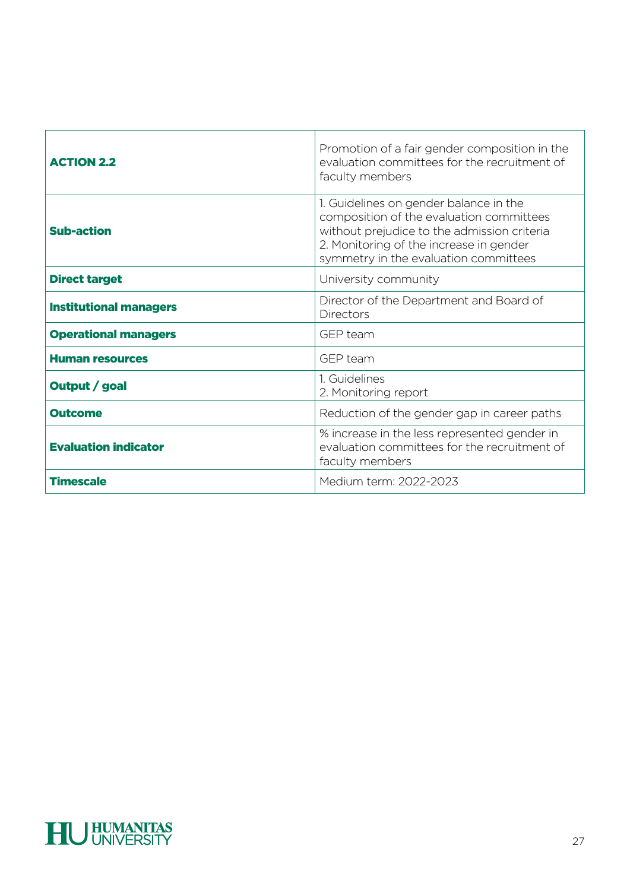| **ACTION 2.2** | Promotion of a fair gender composition in the evaluation committees for the recruitment of faculty members |
|---|---|
| **Sub-action** | 1. Guidelines on gender balance in the composition of the evaluation committees without prejudice to the admission criteria<br>2. Monitoring of the increase in gender symmetry in the evaluation committees |
| **Direct target** | University community |
| **Institutional managers** | Director of the Department and Board of Directors |
| **Operational managers** | GEP team |
| **Human resources** | GEP team |
| **Output / goal** | 1. Guidelines<br>2. Monitoring report |
| **Outcome** | Reduction of the gender gap in career paths |
| **Evaluation indicator** | % increase in the less represented gender in evaluation committees for the recruitment of faculty members |
| **Timescale** | Medium term: 2022-2023 |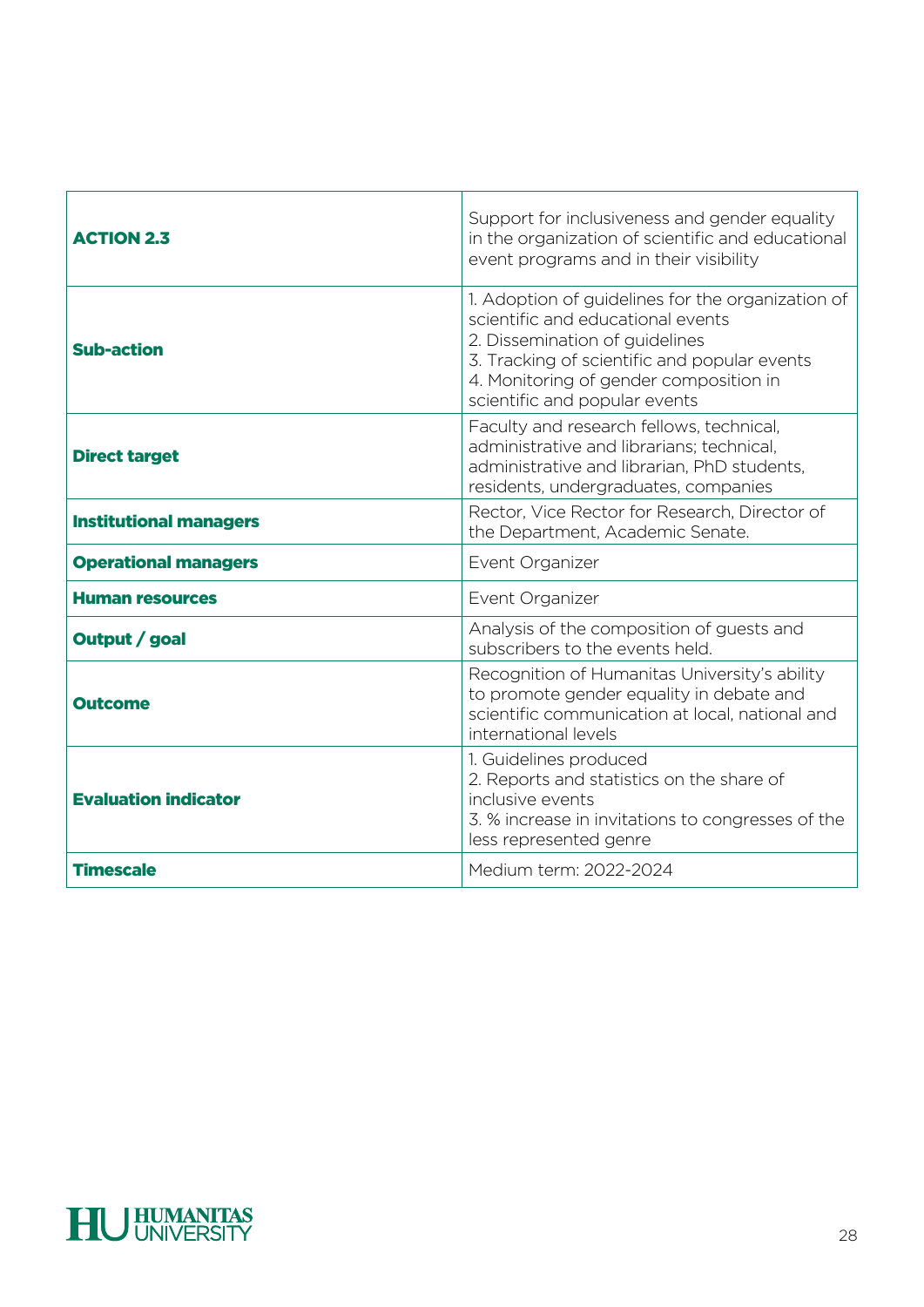| **ACTION 2.3** | Support for inclusiveness and gender equality in the organization of scientific and educational event programs and in their visibility |
|---|---|
| **Sub-action** | 1. Adoption of guidelines for the organization of scientific and educational events<br>2. Dissemination of guidelines<br>3. Tracking of scientific and popular events<br>4. Monitoring of gender composition in scientific and popular events |
| **Direct target** | Faculty and research fellows, technical, administrative and librarians; technical, administrative and librarian, PhD students, residents, undergraduates, companies |
| **Institutional managers** | Rector, Vice Rector for Research, Director of the Department, Academic Senate. |
| **Operational managers** | Event Organizer |
| **Human resources** | Event Organizer |
| **Output / goal** | Analysis of the composition of guests and subscribers to the events held. |
| **Outcome** | Recognition of Humanitas University's ability to promote gender equality in debate and scientific communication at local, national and international levels |
| **Evaluation indicator** | 1. Guidelines produced<br>2. Reports and statistics on the share of inclusive events<br>3. % increase in invitations to congresses of the less represented genre |
| **Timescale** | Medium term: 2022-2024 |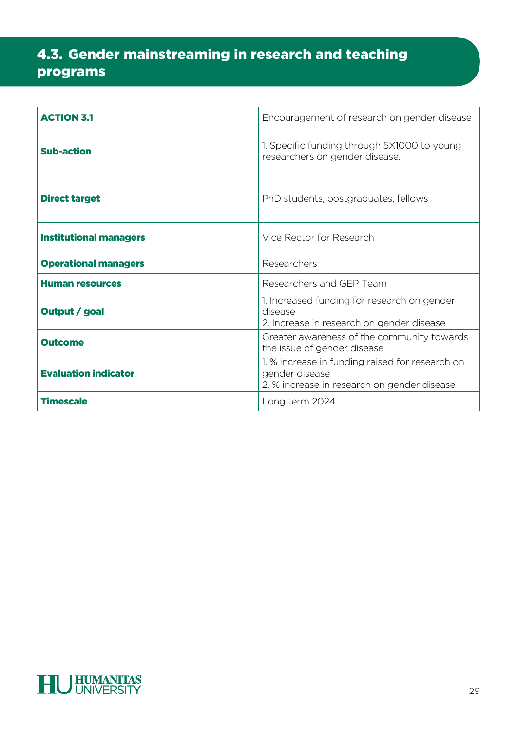## 4.3. Gender mainstreaming in research and teaching programs

| **ACTION 3.1** | Encouragement of research on gender disease |
|---|---|
| **Sub-action** | 1. Specific funding through 5X1000 to young researchers on gender disease. |
| **Direct target** | PhD students, postgraduates, fellows |
| **Institutional managers** | Vice Rector for Research |
| **Operational managers** | Researchers |
| **Human resources** | Researchers and GEP Team |
| **Output / goal** | 1. Increased funding for research on gender disease<br>2. Increase in research on gender disease |
| **Outcome** | Greater awareness of the community towards the issue of gender disease |
| **Evaluation indicator** | 1. % increase in funding raised for research on gender disease<br>2. % increase in research on gender disease |
| **Timescale** | Long term 2024 |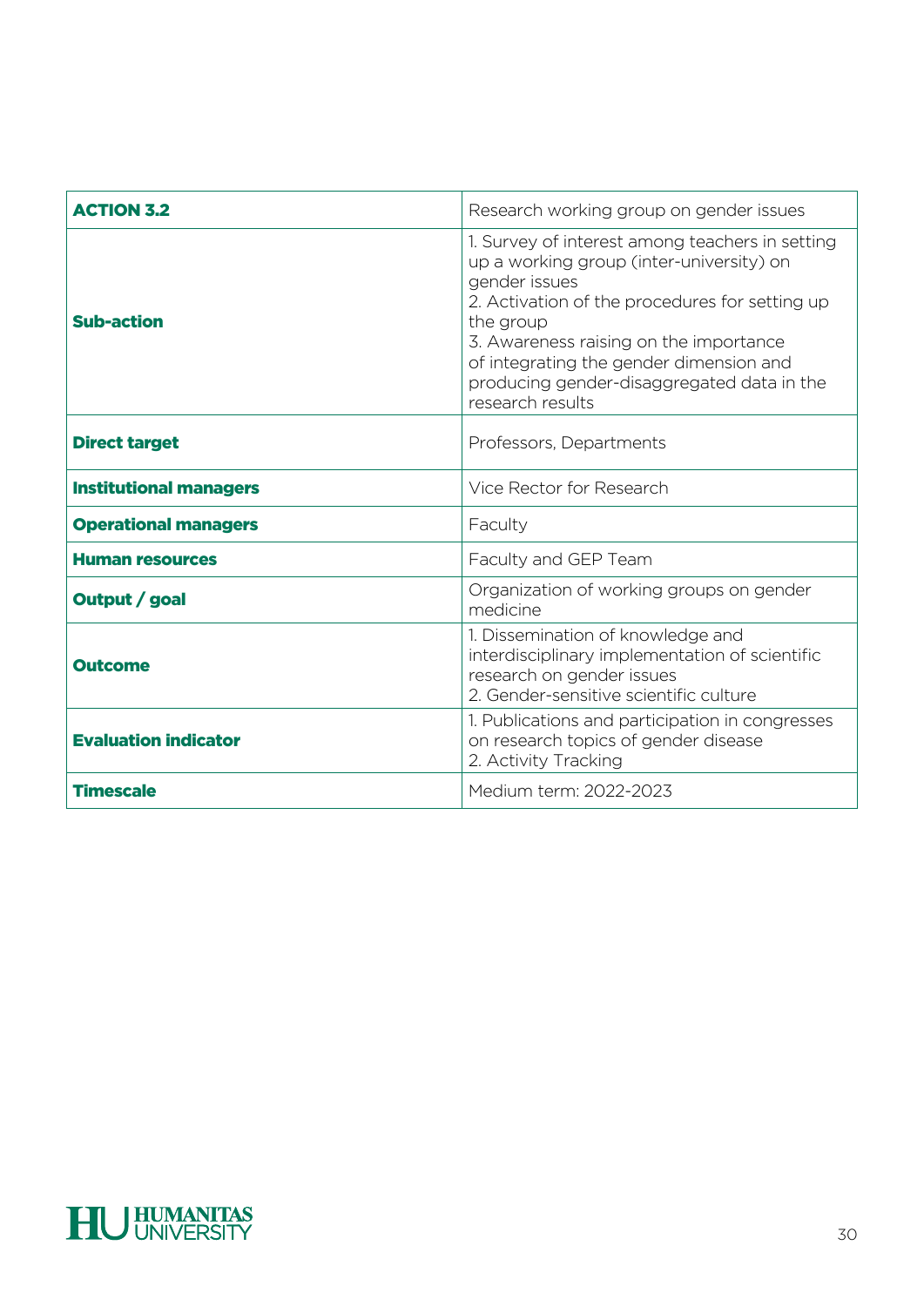| **ACTION 3.2** | Research working group on gender issues |
| --- | --- |
| **Sub-action** | 1. Survey of interest among teachers in setting up a working group (inter-university) on gender issues<br>2. Activation of the procedures for setting up the group<br>3. Awareness raising on the importance of integrating the gender dimension and producing gender-disaggregated data in the research results |
| **Direct target** | Professors, Departments |
| **Institutional managers** | Vice Rector for Research |
| **Operational managers** | Faculty |
| **Human resources** | Faculty and GEP Team |
| **Output / goal** | Organization of working groups on gender medicine |
| **Outcome** | 1. Dissemination of knowledge and interdisciplinary implementation of scientific research on gender issues<br>2. Gender-sensitive scientific culture |
| **Evaluation indicator** | 1. Publications and participation in congresses on research topics of gender disease<br>2. Activity Tracking |
| **Timescale** | Medium term: 2022-2023 |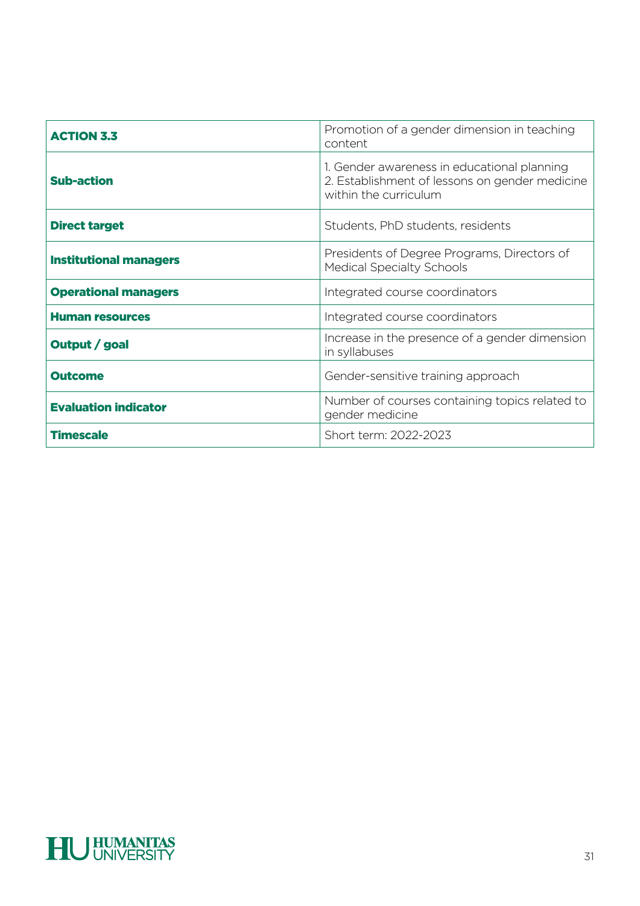| **ACTION 3.3** | Promotion of a gender dimension in teaching content |
|---|---|
| **Sub-action** | 1. Gender awareness in educational planning<br>2. Establishment of lessons on gender medicine within the curriculum |
| **Direct target** | Students, PhD students, residents |
| **Institutional managers** | Presidents of Degree Programs, Directors of Medical Specialty Schools |
| **Operational managers** | Integrated course coordinators |
| **Human resources** | Integrated course coordinators |
| **Output / goal** | Increase in the presence of a gender dimension in syllabuses |
| **Outcome** | Gender-sensitive training approach |
| **Evaluation indicator** | Number of courses containing topics related to gender medicine |
| **Timescale** | Short term: 2022-2023 |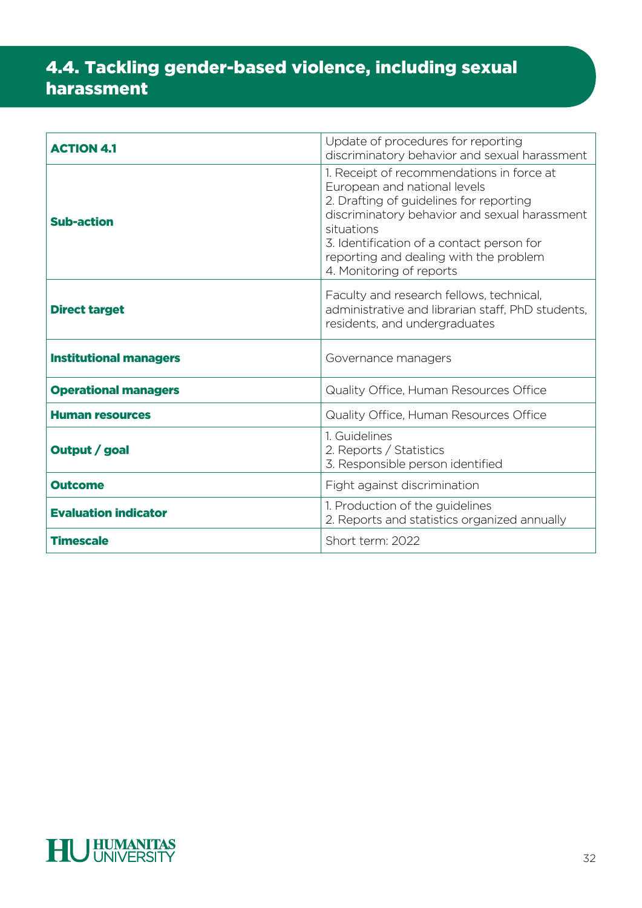## 4.4. Tackling gender-based violence, including sexual harassment

| **ACTION 4.1** | Update of procedures for reporting discriminatory behavior and sexual harassment |
|---|---|
| **Sub-action** | 1. Receipt of recommendations in force at European and national levels<br>2. Drafting of guidelines for reporting discriminatory behavior and sexual harassment situations<br>3. Identification of a contact person for reporting and dealing with the problem<br>4. Monitoring of reports |
| **Direct target** | Faculty and research fellows, technical, administrative and librarian staff, PhD students, residents, and undergraduates |
| **Institutional managers** | Governance managers |
| **Operational managers** | Quality Office, Human Resources Office |
| **Human resources** | Quality Office, Human Resources Office |
| **Output / goal** | 1. Guidelines<br>2. Reports / Statistics<br>3. Responsible person identified |
| **Outcome** | Fight against discrimination |
| **Evaluation indicator** | 1. Production of the guidelines<br>2. Reports and statistics organized annually |
| **Timescale** | Short term: 2022 |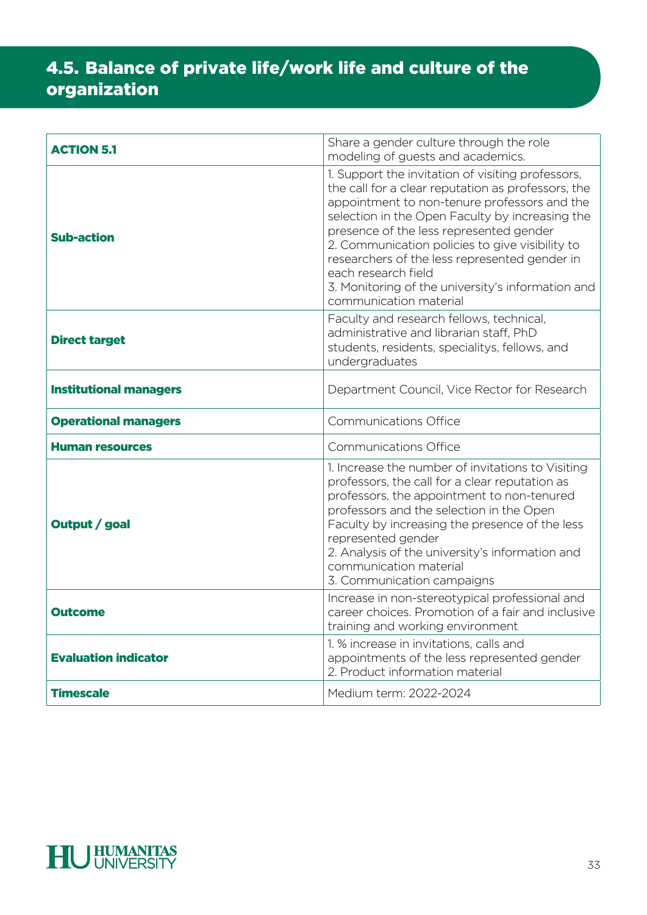## 4.5. Balance of private life/work life and culture of the organization

| **ACTION 5.1** | Share a gender culture through the role modeling of guests and academics. |
|---|---|
| **Sub-action** | 1. Support the invitation of visiting professors, the call for a clear reputation as professors, the appointment to non-tenure professors and the selection in the Open Faculty by increasing the presence of the less represented gender<br>2. Communication policies to give visibility to researchers of the less represented gender in each research field<br>3. Monitoring of the university's information and communication material |
| **Direct target** | Faculty and research fellows, technical, administrative and librarian staff, PhD students, residents, specialitys, fellows, and undergraduates |
| **Institutional managers** | Department Council, Vice Rector for Research |
| **Operational managers** | Communications Office |
| **Human resources** | Communications Office |
| **Output / goal** | 1. Increase the number of invitations to Visiting professors, the call for a clear reputation as professors, the appointment to non-tenured professors and the selection in the Open Faculty by increasing the presence of the less represented gender<br>2. Analysis of the university's information and communication material<br>3. Communication campaigns |
| **Outcome** | Increase in non-stereotypical professional and career choices. Promotion of a fair and inclusive training and working environment |
| **Evaluation indicator** | 1. % increase in invitations, calls and appointments of the less represented gender<br>2. Product information material |
| **Timescale** | Medium term: 2022-2024 |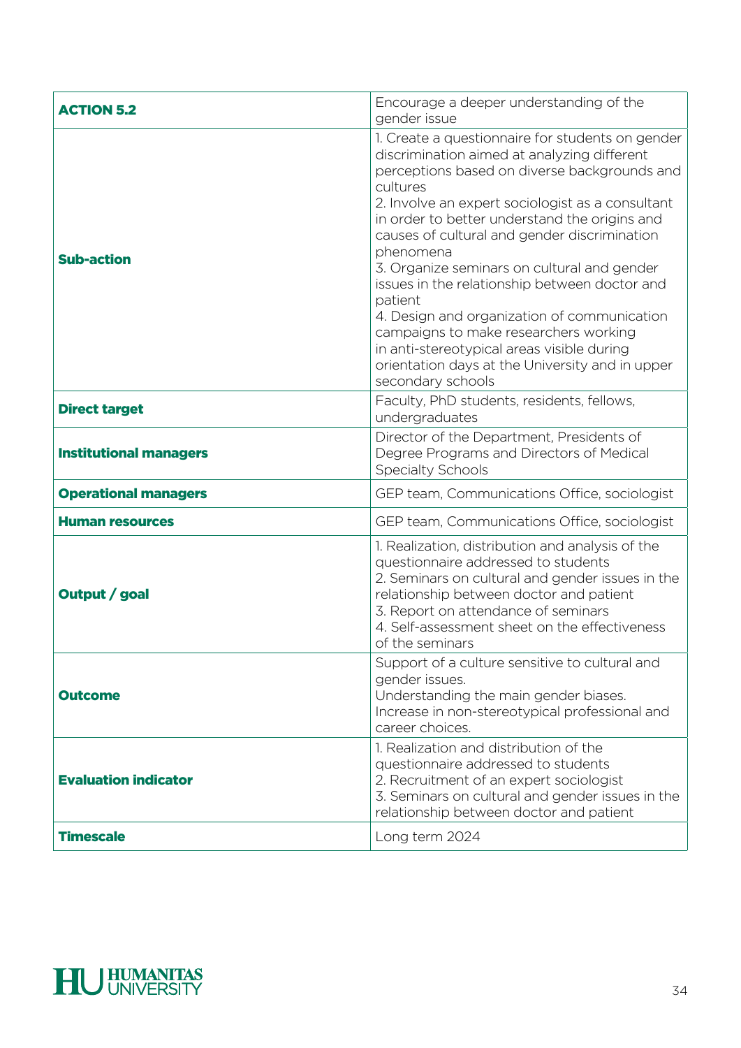| **ACTION 5.2** | Encourage a deeper understanding of the gender issue |
|---|---|
| **Sub-action** | 1. Create a questionnaire for students on gender discrimination aimed at analyzing different perceptions based on diverse backgrounds and cultures<br>2. Involve an expert sociologist as a consultant in order to better understand the origins and causes of cultural and gender discrimination phenomena<br>3. Organize seminars on cultural and gender issues in the relationship between doctor and patient<br>4. Design and organization of communication campaigns to make researchers working in anti-stereotypical areas visible during orientation days at the University and in upper secondary schools |
| **Direct target** | Faculty, PhD students, residents, fellows, undergraduates |
| **Institutional managers** | Director of the Department, Presidents of Degree Programs and Directors of Medical Specialty Schools |
| **Operational managers** | GEP team, Communications Office, sociologist |
| **Human resources** | GEP team, Communications Office, sociologist |
| **Output / goal** | 1. Realization, distribution and analysis of the questionnaire addressed to students<br>2. Seminars on cultural and gender issues in the relationship between doctor and patient<br>3. Report on attendance of seminars<br>4. Self-assessment sheet on the effectiveness of the seminars |
| **Outcome** | Support of a culture sensitive to cultural and gender issues.<br>Understanding the main gender biases.<br>Increase in non-stereotypical professional and career choices. |
| **Evaluation indicator** | 1. Realization and distribution of the questionnaire addressed to students<br>2. Recruitment of an expert sociologist<br>3. Seminars on cultural and gender issues in the relationship between doctor and patient |
| **Timescale** | Long term 2024 |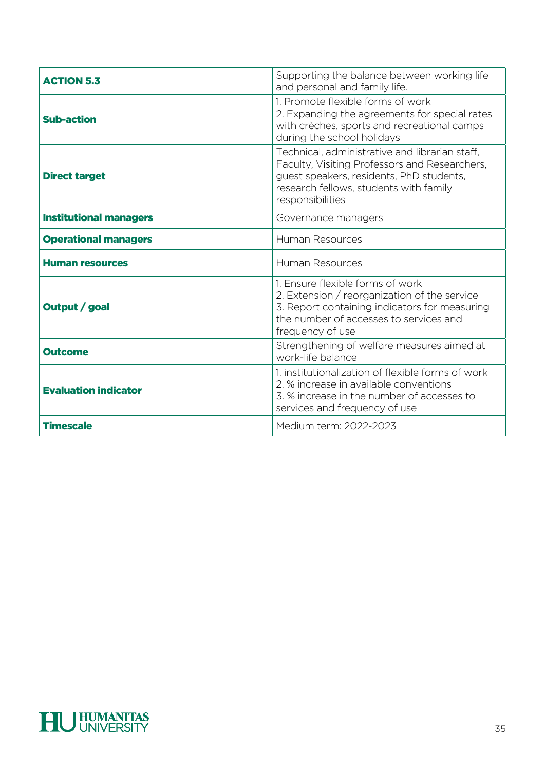| **ACTION 5.3** | Supporting the balance between working life and personal and family life. |
|---|---|
| **Sub-action** | 1. Promote flexible forms of work<br>2. Expanding the agreements for special rates with crèches, sports and recreational camps during the school holidays |
| **Direct target** | Technical, administrative and librarian staff, Faculty, Visiting Professors and Researchers, guest speakers, residents, PhD students, research fellows, students with family responsibilities |
| **Institutional managers** | Governance managers |
| **Operational managers** | Human Resources |
| **Human resources** | Human Resources |
| **Output / goal** | 1. Ensure flexible forms of work<br>2. Extension / reorganization of the service<br>3. Report containing indicators for measuring the number of accesses to services and frequency of use |
| **Outcome** | Strengthening of welfare measures aimed at work-life balance |
| **Evaluation indicator** | 1. institutionalization of flexible forms of work<br>2. % increase in available conventions<br>3. % increase in the number of accesses to services and frequency of use |
| **Timescale** | Medium term: 2022-2023 |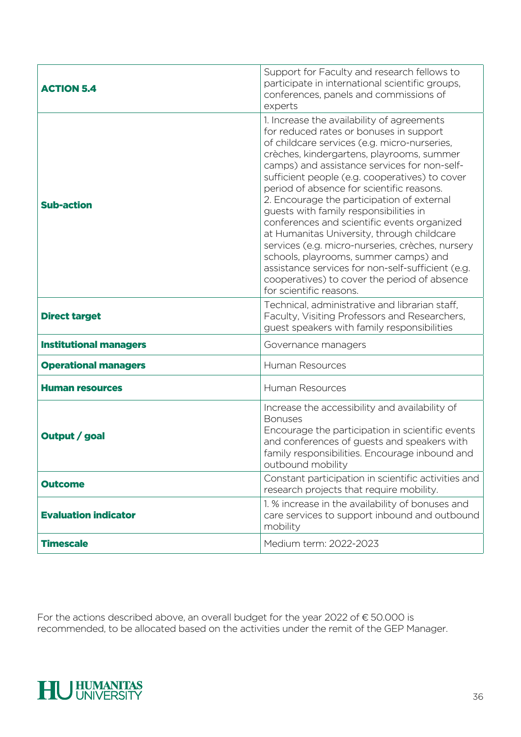| **ACTION 5.4** | Support for Faculty and research fellows to participate in international scientific groups, conferences, panels and commissions of experts |
|---|---|
| **Sub-action** | 1. Increase the availability of agreements for reduced rates or bonuses in support of childcare services (e.g. micro-nurseries, crèches, kindergartens, playrooms, summer camps) and assistance services for non-self-sufficient people (e.g. cooperatives) to cover period of absence for scientific reasons.<br>2. Encourage the participation of external guests with family responsibilities in conferences and scientific events organized at Humanitas University, through childcare services (e.g. micro-nurseries, crèches, nursery schools, playrooms, summer camps) and assistance services for non-self-sufficient (e.g. cooperatives) to cover the period of absence for scientific reasons. |
| **Direct target** | Technical, administrative and librarian staff, Faculty, Visiting Professors and Researchers, guest speakers with family responsibilities |
| **Institutional managers** | Governance managers |
| **Operational managers** | Human Resources |
| **Human resources** | Human Resources |
| **Output / goal** | Increase the accessibility and availability of Bonuses<br>Encourage the participation in scientific events and conferences of guests and speakers with family responsibilities. Encourage inbound and outbound mobility |
| **Outcome** | Constant participation in scientific activities and research projects that require mobility. |
| **Evaluation indicator** | 1. % increase in the availability of bonuses and care services to support inbound and outbound mobility |
| **Timescale** | Medium term: 2022-2023 |

For the actions described above, an overall budget for the year 2022 of € 50.000 is recommended, to be allocated based on the activities under the remit of the GEP Manager.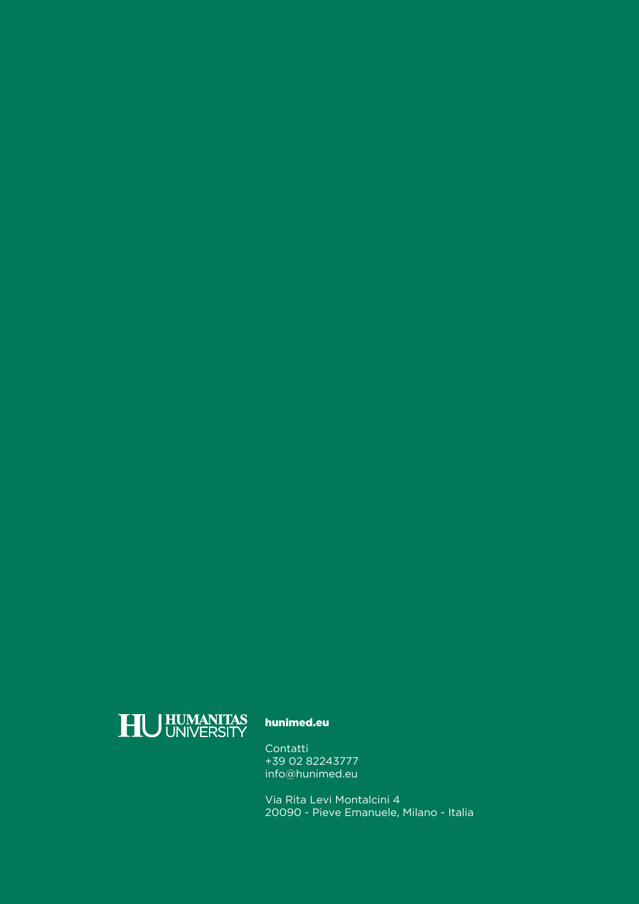HU HUMANITAS UNIVERSITY

**hunimed.eu**

Contatti
+39 02 82243777
info@hunimed.eu

Via Rita Levi Montalcini 4
20090 - Pieve Emanuele, Milano - Italia